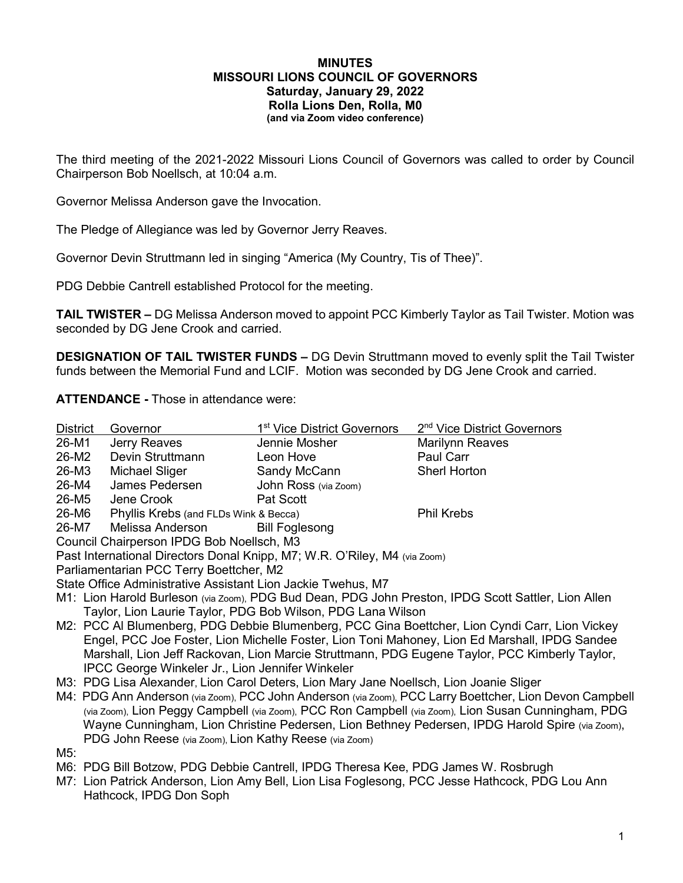# MINUTES
# MISSOURI LIONS COUNCIL OF GOVERNORS
## Saturday, January 29, 2022
## Rolla Lions Den, Rolla, M0
### (and via Zoom video conference)

The third meeting of the 2021-2022 Missouri Lions Council of Governors was called to order by Council Chairperson Bob Noellsch, at 10:04 a.m.

Governor Melissa Anderson gave the Invocation.

The Pledge of Allegiance was led by Governor Jerry Reaves.

Governor Devin Struttmann led in singing "America (My Country, Tis of Thee)".

PDG Debbie Cantrell established Protocol for the meeting.

**TAIL TWISTER –** DG Melissa Anderson moved to appoint PCC Kimberly Taylor as Tail Twister. Motion was seconded by DG Jene Crook and carried.

**DESIGNATION OF TAIL TWISTER FUNDS –** DG Devin Struttmann moved to evenly split the Tail Twister funds between the Memorial Fund and LCIF. Motion was seconded by DG Jene Crook and carried.

**ATTENDANCE -** Those in attendance were:

| District | Governor | 1st Vice District Governors | 2nd Vice District Governors |
|---|---|---|---|
| 26-M1 | Jerry Reaves | Jennie Mosher | Marilynn Reaves |
| 26-M2 | Devin Struttmann | Leon Hove | Paul Carr |
| 26-M3 | Michael Sliger | Sandy McCann | Sherl Horton |
| 26-M4 | James Pedersen | John Ross (via Zoom) | |
| 26-M5 | Jene Crook | Pat Scott | |
| 26-M6 | Phyllis Krebs (and FLDs Wink & Becca) | | Phil Krebs |
| 26-M7 | Melissa Anderson | Bill Foglesong | |

Council Chairperson IPDG Bob Noellsch, M3

Past International Directors Donal Knipp, M7; W.R. O'Riley, M4 (via Zoom)

Parliamentarian PCC Terry Boettcher, M2

State Office Administrative Assistant Lion Jackie Twehus, M7

- M1: Lion Harold Burleson (via Zoom), PDG Bud Dean, PDG John Preston, IPDG Scott Sattler, Lion Allen Taylor, Lion Laurie Taylor, PDG Bob Wilson, PDG Lana Wilson
- M2: PCC Al Blumenberg, PDG Debbie Blumenberg, PCC Gina Boettcher, Lion Cyndi Carr, Lion Vickey Engel, PCC Joe Foster, Lion Michelle Foster, Lion Toni Mahoney, Lion Ed Marshall, IPDG Sandee Marshall, Lion Jeff Rackovan, Lion Marcie Struttmann, PDG Eugene Taylor, PCC Kimberly Taylor, IPCC George Winkeler Jr., Lion Jennifer Winkeler
- M3: PDG Lisa Alexander, Lion Carol Deters, Lion Mary Jane Noellsch, Lion Joanie Sliger
- M4: PDG Ann Anderson (via Zoom), PCC John Anderson (via Zoom), PCC Larry Boettcher, Lion Devon Campbell (via Zoom), Lion Peggy Campbell (via Zoom), PCC Ron Campbell (via Zoom), Lion Susan Cunningham, PDG Wayne Cunningham, Lion Christine Pedersen, Lion Bethney Pedersen, IPDG Harold Spire (via Zoom), PDG John Reese (via Zoom), Lion Kathy Reese (via Zoom)
- M5:
- M6: PDG Bill Botzow, PDG Debbie Cantrell, IPDG Theresa Kee, PDG James W. Rosbrugh
- M7: Lion Patrick Anderson, Lion Amy Bell, Lion Lisa Foglesong, PCC Jesse Hathcock, PDG Lou Ann Hathcock, IPDG Don Soph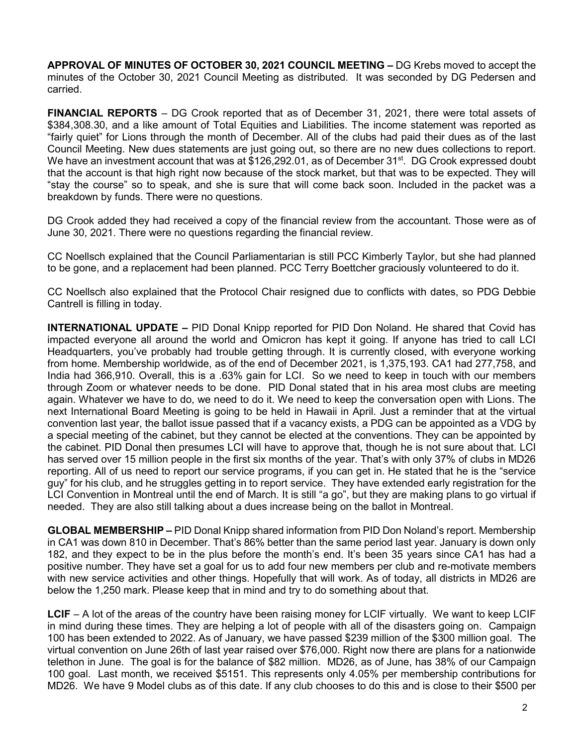**APPROVAL OF MINUTES OF OCTOBER 30, 2021 COUNCIL MEETING –** DG Krebs moved to accept the minutes of the October 30, 2021 Council Meeting as distributed. It was seconded by DG Pedersen and carried.

**FINANCIAL REPORTS** – DG Crook reported that as of December 31, 2021, there were total assets of $384,308.30, and a like amount of Total Equities and Liabilities. The income statement was reported as "fairly quiet" for Lions through the month of December. All of the clubs had paid their dues as of the last Council Meeting. New dues statements are just going out, so there are no new dues collections to report. We have an investment account that was at $126,292.01, as of December 31st. DG Crook expressed doubt that the account is that high right now because of the stock market, but that was to be expected. They will "stay the course" so to speak, and she is sure that will come back soon. Included in the packet was a breakdown by funds. There were no questions.

DG Crook added they had received a copy of the financial review from the accountant. Those were as of June 30, 2021. There were no questions regarding the financial review.

CC Noellsch explained that the Council Parliamentarian is still PCC Kimberly Taylor, but she had planned to be gone, and a replacement had been planned. PCC Terry Boettcher graciously volunteered to do it.

CC Noellsch also explained that the Protocol Chair resigned due to conflicts with dates, so PDG Debbie Cantrell is filling in today.

**INTERNATIONAL UPDATE –** PID Donal Knipp reported for PID Don Noland. He shared that Covid has impacted everyone all around the world and Omicron has kept it going. If anyone has tried to call LCI Headquarters, you've probably had trouble getting through. It is currently closed, with everyone working from home. Membership worldwide, as of the end of December 2021, is 1,375,193. CA1 had 277,758, and India had 366,910. Overall, this is a .63% gain for LCI. So we need to keep in touch with our members through Zoom or whatever needs to be done. PID Donal stated that in his area most clubs are meeting again. Whatever we have to do, we need to do it. We need to keep the conversation open with Lions. The next International Board Meeting is going to be held in Hawaii in April. Just a reminder that at the virtual convention last year, the ballot issue passed that if a vacancy exists, a PDG can be appointed as a VDG by a special meeting of the cabinet, but they cannot be elected at the conventions. They can be appointed by the cabinet. PID Donal then presumes LCI will have to approve that, though he is not sure about that. LCI has served over 15 million people in the first six months of the year. That's with only 37% of clubs in MD26 reporting. All of us need to report our service programs, if you can get in. He stated that he is the "service guy" for his club, and he struggles getting in to report service. They have extended early registration for the LCI Convention in Montreal until the end of March. It is still "a go", but they are making plans to go virtual if needed. They are also still talking about a dues increase being on the ballot in Montreal.

**GLOBAL MEMBERSHIP –** PID Donal Knipp shared information from PID Don Noland's report. Membership in CA1 was down 810 in December. That's 86% better than the same period last year. January is down only 182, and they expect to be in the plus before the month's end. It's been 35 years since CA1 has had a positive number. They have set a goal for us to add four new members per club and re-motivate members with new service activities and other things. Hopefully that will work. As of today, all districts in MD26 are below the 1,250 mark. Please keep that in mind and try to do something about that.

**LCIF** – A lot of the areas of the country have been raising money for LCIF virtually. We want to keep LCIF in mind during these times. They are helping a lot of people with all of the disasters going on. Campaign 100 has been extended to 2022. As of January, we have passed $239 million of the $300 million goal. The virtual convention on June 26th of last year raised over $76,000. Right now there are plans for a nationwide telethon in June. The goal is for the balance of $82 million. MD26, as of June, has 38% of our Campaign 100 goal. Last month, we received $5151. This represents only 4.05% per membership contributions for MD26. We have 9 Model clubs as of this date. If any club chooses to do this and is close to their $500 per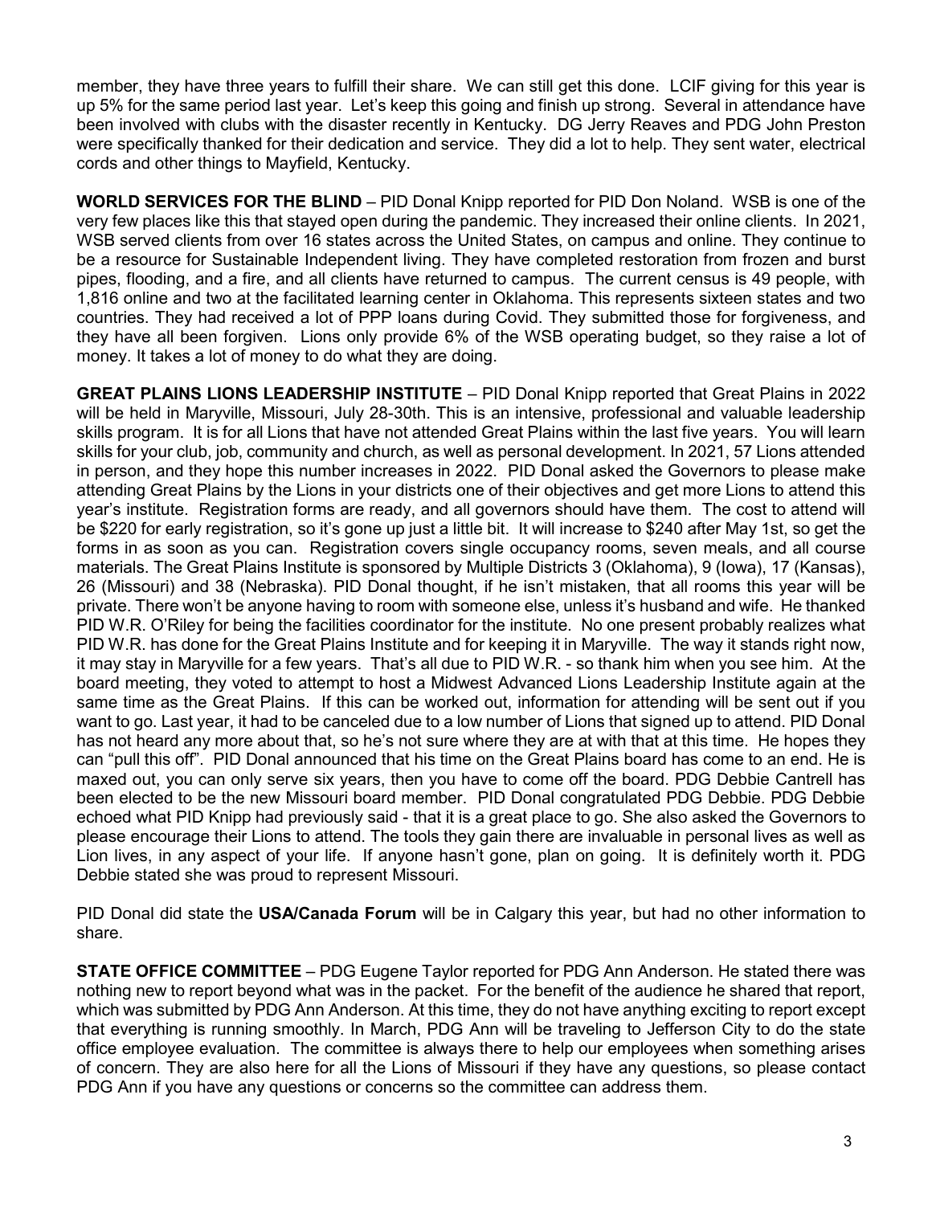member, they have three years to fulfill their share. We can still get this done. LCIF giving for this year is up 5% for the same period last year. Let's keep this going and finish up strong. Several in attendance have been involved with clubs with the disaster recently in Kentucky. DG Jerry Reaves and PDG John Preston were specifically thanked for their dedication and service. They did a lot to help. They sent water, electrical cords and other things to Mayfield, Kentucky.

**WORLD SERVICES FOR THE BLIND** – PID Donal Knipp reported for PID Don Noland. WSB is one of the very few places like this that stayed open during the pandemic. They increased their online clients. In 2021, WSB served clients from over 16 states across the United States, on campus and online. They continue to be a resource for Sustainable Independent living. They have completed restoration from frozen and burst pipes, flooding, and a fire, and all clients have returned to campus. The current census is 49 people, with 1,816 online and two at the facilitated learning center in Oklahoma. This represents sixteen states and two countries. They had received a lot of PPP loans during Covid. They submitted those for forgiveness, and they have all been forgiven. Lions only provide 6% of the WSB operating budget, so they raise a lot of money. It takes a lot of money to do what they are doing.

**GREAT PLAINS LIONS LEADERSHIP INSTITUTE** – PID Donal Knipp reported that Great Plains in 2022 will be held in Maryville, Missouri, July 28-30th. This is an intensive, professional and valuable leadership skills program. It is for all Lions that have not attended Great Plains within the last five years. You will learn skills for your club, job, community and church, as well as personal development. In 2021, 57 Lions attended in person, and they hope this number increases in 2022. PID Donal asked the Governors to please make attending Great Plains by the Lions in your districts one of their objectives and get more Lions to attend this year's institute. Registration forms are ready, and all governors should have them. The cost to attend will be $220 for early registration, so it's gone up just a little bit. It will increase to $240 after May 1st, so get the forms in as soon as you can. Registration covers single occupancy rooms, seven meals, and all course materials. The Great Plains Institute is sponsored by Multiple Districts 3 (Oklahoma), 9 (Iowa), 17 (Kansas), 26 (Missouri) and 38 (Nebraska). PID Donal thought, if he isn't mistaken, that all rooms this year will be private. There won't be anyone having to room with someone else, unless it's husband and wife. He thanked PID W.R. O'Riley for being the facilities coordinator for the institute. No one present probably realizes what PID W.R. has done for the Great Plains Institute and for keeping it in Maryville. The way it stands right now, it may stay in Maryville for a few years. That's all due to PID W.R. - so thank him when you see him. At the board meeting, they voted to attempt to host a Midwest Advanced Lions Leadership Institute again at the same time as the Great Plains. If this can be worked out, information for attending will be sent out if you want to go. Last year, it had to be canceled due to a low number of Lions that signed up to attend. PID Donal has not heard any more about that, so he's not sure where they are at with that at this time. He hopes they can "pull this off". PID Donal announced that his time on the Great Plains board has come to an end. He is maxed out, you can only serve six years, then you have to come off the board. PDG Debbie Cantrell has been elected to be the new Missouri board member. PID Donal congratulated PDG Debbie. PDG Debbie echoed what PID Knipp had previously said - that it is a great place to go. She also asked the Governors to please encourage their Lions to attend. The tools they gain there are invaluable in personal lives as well as Lion lives, in any aspect of your life. If anyone hasn't gone, plan on going. It is definitely worth it. PDG Debbie stated she was proud to represent Missouri.

PID Donal did state the **USA/Canada Forum** will be in Calgary this year, but had no other information to share.

**STATE OFFICE COMMITTEE** – PDG Eugene Taylor reported for PDG Ann Anderson. He stated there was nothing new to report beyond what was in the packet. For the benefit of the audience he shared that report, which was submitted by PDG Ann Anderson. At this time, they do not have anything exciting to report except that everything is running smoothly. In March, PDG Ann will be traveling to Jefferson City to do the state office employee evaluation. The committee is always there to help our employees when something arises of concern. They are also here for all the Lions of Missouri if they have any questions, so please contact PDG Ann if you have any questions or concerns so the committee can address them.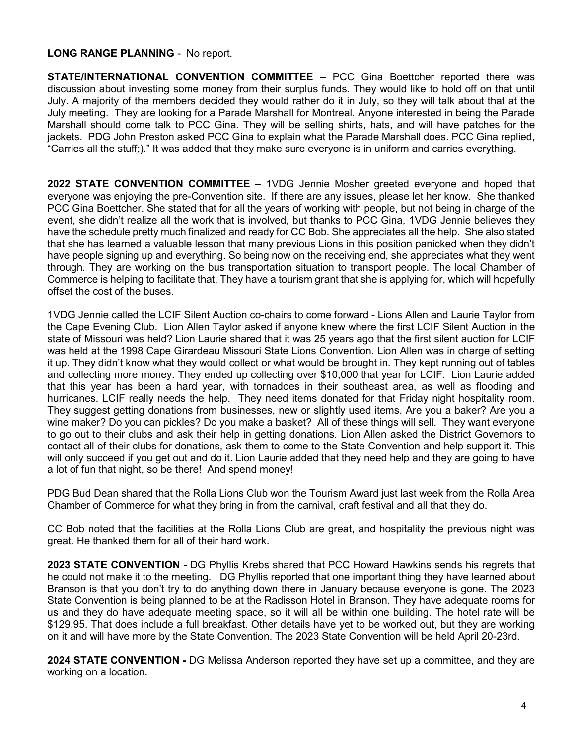**LONG RANGE PLANNING** - No report.

**STATE/INTERNATIONAL CONVENTION COMMITTEE –** PCC Gina Boettcher reported there was discussion about investing some money from their surplus funds. They would like to hold off on that until July. A majority of the members decided they would rather do it in July, so they will talk about that at the July meeting. They are looking for a Parade Marshall for Montreal. Anyone interested in being the Parade Marshall should come talk to PCC Gina. They will be selling shirts, hats, and will have patches for the jackets. PDG John Preston asked PCC Gina to explain what the Parade Marshall does. PCC Gina replied, "Carries all the stuff;)." It was added that they make sure everyone is in uniform and carries everything.

**2022 STATE CONVENTION COMMITTEE –** 1VDG Jennie Mosher greeted everyone and hoped that everyone was enjoying the pre-Convention site. If there are any issues, please let her know. She thanked PCC Gina Boettcher. She stated that for all the years of working with people, but not being in charge of the event, she didn't realize all the work that is involved, but thanks to PCC Gina, 1VDG Jennie believes they have the schedule pretty much finalized and ready for CC Bob. She appreciates all the help. She also stated that she has learned a valuable lesson that many previous Lions in this position panicked when they didn't have people signing up and everything. So being now on the receiving end, she appreciates what they went through. They are working on the bus transportation situation to transport people. The local Chamber of Commerce is helping to facilitate that. They have a tourism grant that she is applying for, which will hopefully offset the cost of the buses.

1VDG Jennie called the LCIF Silent Auction co-chairs to come forward - Lions Allen and Laurie Taylor from the Cape Evening Club. Lion Allen Taylor asked if anyone knew where the first LCIF Silent Auction in the state of Missouri was held? Lion Laurie shared that it was 25 years ago that the first silent auction for LCIF was held at the 1998 Cape Girardeau Missouri State Lions Convention. Lion Allen was in charge of setting it up. They didn't know what they would collect or what would be brought in. They kept running out of tables and collecting more money. They ended up collecting over $10,000 that year for LCIF. Lion Laurie added that this year has been a hard year, with tornadoes in their southeast area, as well as flooding and hurricanes. LCIF really needs the help. They need items donated for that Friday night hospitality room. They suggest getting donations from businesses, new or slightly used items. Are you a baker? Are you a wine maker? Do you can pickles? Do you make a basket? All of these things will sell. They want everyone to go out to their clubs and ask their help in getting donations. Lion Allen asked the District Governors to contact all of their clubs for donations, ask them to come to the State Convention and help support it. This will only succeed if you get out and do it. Lion Laurie added that they need help and they are going to have a lot of fun that night, so be there! And spend money!

PDG Bud Dean shared that the Rolla Lions Club won the Tourism Award just last week from the Rolla Area Chamber of Commerce for what they bring in from the carnival, craft festival and all that they do.

CC Bob noted that the facilities at the Rolla Lions Club are great, and hospitality the previous night was great. He thanked them for all of their hard work.

**2023 STATE CONVENTION -** DG Phyllis Krebs shared that PCC Howard Hawkins sends his regrets that he could not make it to the meeting. DG Phyllis reported that one important thing they have learned about Branson is that you don't try to do anything down there in January because everyone is gone. The 2023 State Convention is being planned to be at the Radisson Hotel in Branson. They have adequate rooms for us and they do have adequate meeting space, so it will all be within one building. The hotel rate will be $129.95. That does include a full breakfast. Other details have yet to be worked out, but they are working on it and will have more by the State Convention. The 2023 State Convention will be held April 20-23rd.

**2024 STATE CONVENTION -** DG Melissa Anderson reported they have set up a committee, and they are working on a location.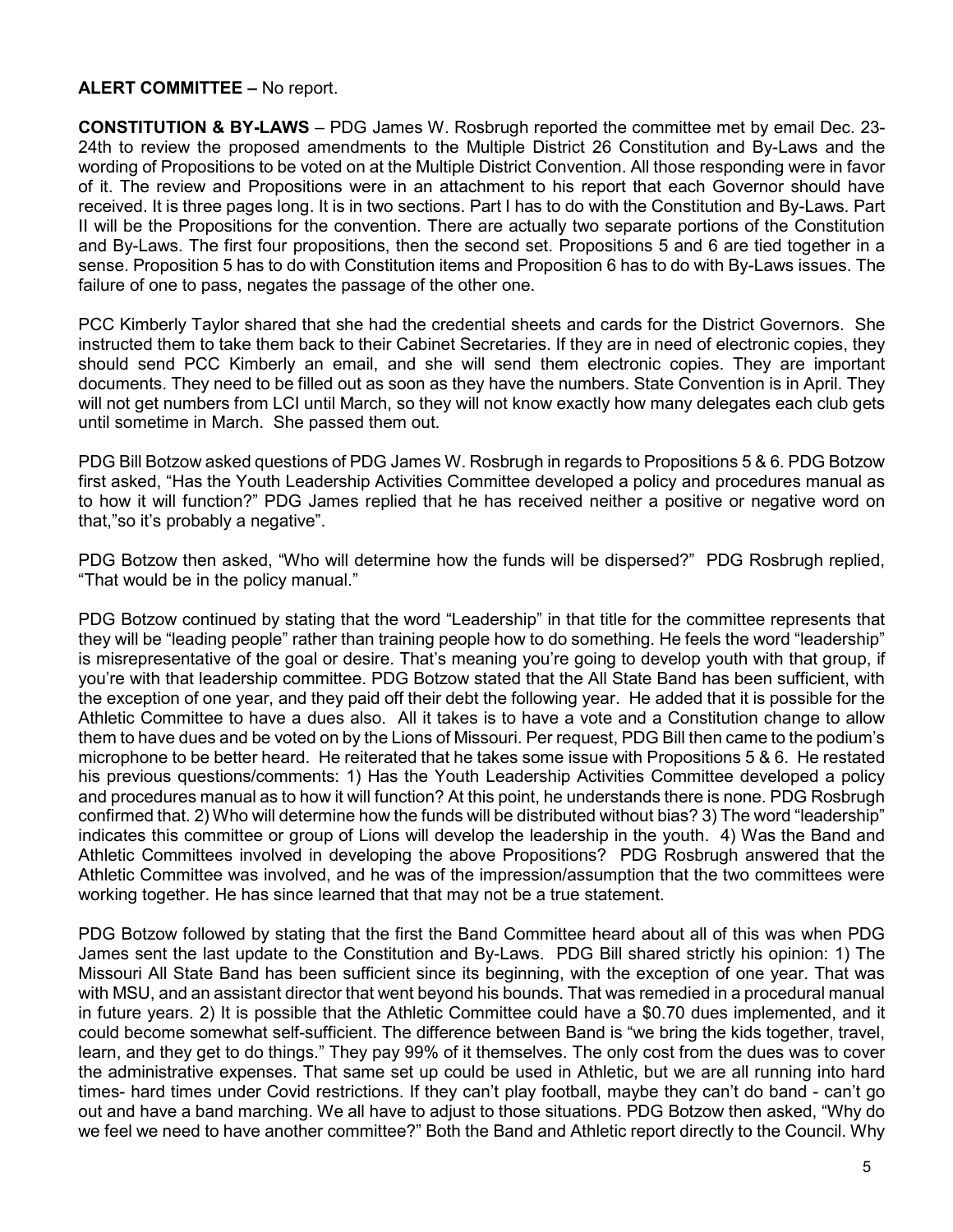**ALERT COMMITTEE –** No report.

**CONSTITUTION & BY-LAWS** – PDG James W. Rosbrugh reported the committee met by email Dec. 23-24th to review the proposed amendments to the Multiple District 26 Constitution and By-Laws and the wording of Propositions to be voted on at the Multiple District Convention. All those responding were in favor of it. The review and Propositions were in an attachment to his report that each Governor should have received. It is three pages long. It is in two sections. Part I has to do with the Constitution and By-Laws. Part II will be the Propositions for the convention. There are actually two separate portions of the Constitution and By-Laws. The first four propositions, then the second set. Propositions 5 and 6 are tied together in a sense. Proposition 5 has to do with Constitution items and Proposition 6 has to do with By-Laws issues. The failure of one to pass, negates the passage of the other one.

PCC Kimberly Taylor shared that she had the credential sheets and cards for the District Governors. She instructed them to take them back to their Cabinet Secretaries. If they are in need of electronic copies, they should send PCC Kimberly an email, and she will send them electronic copies. They are important documents. They need to be filled out as soon as they have the numbers. State Convention is in April. They will not get numbers from LCI until March, so they will not know exactly how many delegates each club gets until sometime in March. She passed them out.

PDG Bill Botzow asked questions of PDG James W. Rosbrugh in regards to Propositions 5 & 6. PDG Botzow first asked, "Has the Youth Leadership Activities Committee developed a policy and procedures manual as to how it will function?" PDG James replied that he has received neither a positive or negative word on that,"so it's probably a negative".

PDG Botzow then asked, "Who will determine how the funds will be dispersed?" PDG Rosbrugh replied, "That would be in the policy manual."

PDG Botzow continued by stating that the word "Leadership" in that title for the committee represents that they will be "leading people" rather than training people how to do something. He feels the word "leadership" is misrepresentative of the goal or desire. That's meaning you're going to develop youth with that group, if you're with that leadership committee. PDG Botzow stated that the All State Band has been sufficient, with the exception of one year, and they paid off their debt the following year. He added that it is possible for the Athletic Committee to have a dues also. All it takes is to have a vote and a Constitution change to allow them to have dues and be voted on by the Lions of Missouri. Per request, PDG Bill then came to the podium's microphone to be better heard. He reiterated that he takes some issue with Propositions 5 & 6. He restated his previous questions/comments: 1) Has the Youth Leadership Activities Committee developed a policy and procedures manual as to how it will function? At this point, he understands there is none. PDG Rosbrugh confirmed that. 2) Who will determine how the funds will be distributed without bias? 3) The word "leadership" indicates this committee or group of Lions will develop the leadership in the youth. 4) Was the Band and Athletic Committees involved in developing the above Propositions? PDG Rosbrugh answered that the Athletic Committee was involved, and he was of the impression/assumption that the two committees were working together. He has since learned that that may not be a true statement.

PDG Botzow followed by stating that the first the Band Committee heard about all of this was when PDG James sent the last update to the Constitution and By-Laws. PDG Bill shared strictly his opinion: 1) The Missouri All State Band has been sufficient since its beginning, with the exception of one year. That was with MSU, and an assistant director that went beyond his bounds. That was remedied in a procedural manual in future years. 2) It is possible that the Athletic Committee could have a $0.70 dues implemented, and it could become somewhat self-sufficient. The difference between Band is "we bring the kids together, travel, learn, and they get to do things." They pay 99% of it themselves. The only cost from the dues was to cover the administrative expenses. That same set up could be used in Athletic, but we are all running into hard times- hard times under Covid restrictions. If they can't play football, maybe they can't do band - can't go out and have a band marching. We all have to adjust to those situations. PDG Botzow then asked, "Why do we feel we need to have another committee?" Both the Band and Athletic report directly to the Council. Why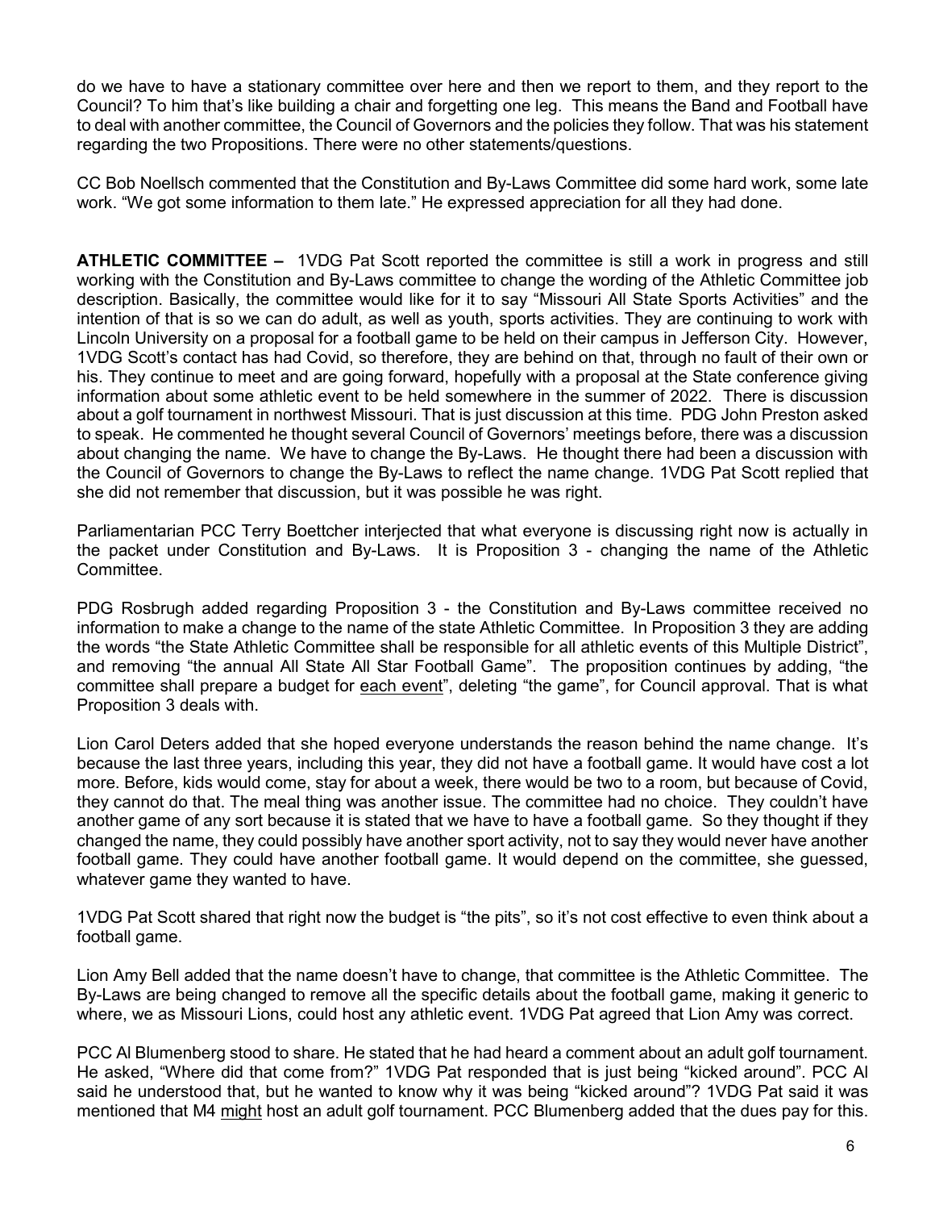do we have to have a stationary committee over here and then we report to them, and they report to the Council? To him that's like building a chair and forgetting one leg. This means the Band and Football have to deal with another committee, the Council of Governors and the policies they follow. That was his statement regarding the two Propositions. There were no other statements/questions.

CC Bob Noellsch commented that the Constitution and By-Laws Committee did some hard work, some late work. "We got some information to them late." He expressed appreciation for all they had done.

**ATHLETIC COMMITTEE –** 1VDG Pat Scott reported the committee is still a work in progress and still working with the Constitution and By-Laws committee to change the wording of the Athletic Committee job description. Basically, the committee would like for it to say "Missouri All State Sports Activities" and the intention of that is so we can do adult, as well as youth, sports activities. They are continuing to work with Lincoln University on a proposal for a football game to be held on their campus in Jefferson City. However, 1VDG Scott's contact has had Covid, so therefore, they are behind on that, through no fault of their own or his. They continue to meet and are going forward, hopefully with a proposal at the State conference giving information about some athletic event to be held somewhere in the summer of 2022. There is discussion about a golf tournament in northwest Missouri. That is just discussion at this time. PDG John Preston asked to speak. He commented he thought several Council of Governors' meetings before, there was a discussion about changing the name. We have to change the By-Laws. He thought there had been a discussion with the Council of Governors to change the By-Laws to reflect the name change. 1VDG Pat Scott replied that she did not remember that discussion, but it was possible he was right.

Parliamentarian PCC Terry Boettcher interjected that what everyone is discussing right now is actually in the packet under Constitution and By-Laws. It is Proposition 3 - changing the name of the Athletic Committee.

PDG Rosbrugh added regarding Proposition 3 - the Constitution and By-Laws committee received no information to make a change to the name of the state Athletic Committee. In Proposition 3 they are adding the words "the State Athletic Committee shall be responsible for all athletic events of this Multiple District", and removing "the annual All State All Star Football Game". The proposition continues by adding, "the committee shall prepare a budget for <u>each event</u>", deleting "the game", for Council approval. That is what Proposition 3 deals with.

Lion Carol Deters added that she hoped everyone understands the reason behind the name change. It's because the last three years, including this year, they did not have a football game. It would have cost a lot more. Before, kids would come, stay for about a week, there would be two to a room, but because of Covid, they cannot do that. The meal thing was another issue. The committee had no choice. They couldn't have another game of any sort because it is stated that we have to have a football game. So they thought if they changed the name, they could possibly have another sport activity, not to say they would never have another football game. They could have another football game. It would depend on the committee, she guessed, whatever game they wanted to have.

1VDG Pat Scott shared that right now the budget is "the pits", so it's not cost effective to even think about a football game.

Lion Amy Bell added that the name doesn't have to change, that committee is the Athletic Committee. The By-Laws are being changed to remove all the specific details about the football game, making it generic to where, we as Missouri Lions, could host any athletic event. 1VDG Pat agreed that Lion Amy was correct.

PCC Al Blumenberg stood to share. He stated that he had heard a comment about an adult golf tournament. He asked, "Where did that come from?" 1VDG Pat responded that is just being "kicked around". PCC Al said he understood that, but he wanted to know why it was being "kicked around"? 1VDG Pat said it was mentioned that M4 <u>might</u> host an adult golf tournament. PCC Blumenberg added that the dues pay for this.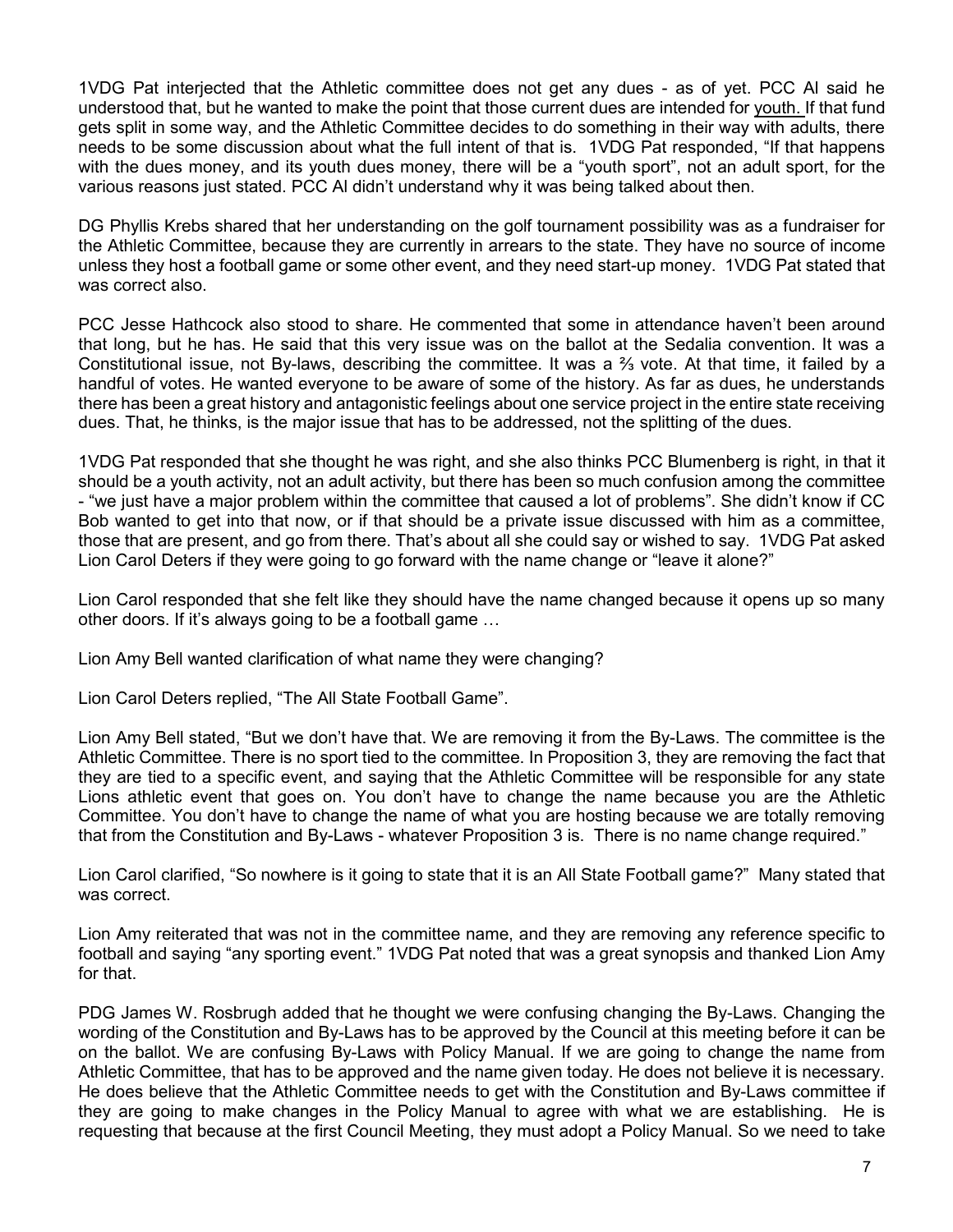1VDG Pat interjected that the Athletic committee does not get any dues - as of yet. PCC Al said he understood that, but he wanted to make the point that those current dues are intended for youth. If that fund gets split in some way, and the Athletic Committee decides to do something in their way with adults, there needs to be some discussion about what the full intent of that is. 1VDG Pat responded, "If that happens with the dues money, and its youth dues money, there will be a "youth sport", not an adult sport, for the various reasons just stated. PCC Al didn't understand why it was being talked about then.

DG Phyllis Krebs shared that her understanding on the golf tournament possibility was as a fundraiser for the Athletic Committee, because they are currently in arrears to the state. They have no source of income unless they host a football game or some other event, and they need start-up money. 1VDG Pat stated that was correct also.

PCC Jesse Hathcock also stood to share. He commented that some in attendance haven't been around that long, but he has. He said that this very issue was on the ballot at the Sedalia convention. It was a Constitutional issue, not By-laws, describing the committee. It was a ⅔ vote. At that time, it failed by a handful of votes. He wanted everyone to be aware of some of the history. As far as dues, he understands there has been a great history and antagonistic feelings about one service project in the entire state receiving dues. That, he thinks, is the major issue that has to be addressed, not the splitting of the dues.

1VDG Pat responded that she thought he was right, and she also thinks PCC Blumenberg is right, in that it should be a youth activity, not an adult activity, but there has been so much confusion among the committee - "we just have a major problem within the committee that caused a lot of problems". She didn't know if CC Bob wanted to get into that now, or if that should be a private issue discussed with him as a committee, those that are present, and go from there. That's about all she could say or wished to say. 1VDG Pat asked Lion Carol Deters if they were going to go forward with the name change or "leave it alone?"

Lion Carol responded that she felt like they should have the name changed because it opens up so many other doors. If it's always going to be a football game …

Lion Amy Bell wanted clarification of what name they were changing?

Lion Carol Deters replied, "The All State Football Game".

Lion Amy Bell stated, "But we don't have that. We are removing it from the By-Laws. The committee is the Athletic Committee. There is no sport tied to the committee. In Proposition 3, they are removing the fact that they are tied to a specific event, and saying that the Athletic Committee will be responsible for any state Lions athletic event that goes on. You don't have to change the name because you are the Athletic Committee. You don't have to change the name of what you are hosting because we are totally removing that from the Constitution and By-Laws - whatever Proposition 3 is. There is no name change required."

Lion Carol clarified, "So nowhere is it going to state that it is an All State Football game?" Many stated that was correct.

Lion Amy reiterated that was not in the committee name, and they are removing any reference specific to football and saying "any sporting event." 1VDG Pat noted that was a great synopsis and thanked Lion Amy for that.

PDG James W. Rosbrugh added that he thought we were confusing changing the By-Laws. Changing the wording of the Constitution and By-Laws has to be approved by the Council at this meeting before it can be on the ballot. We are confusing By-Laws with Policy Manual. If we are going to change the name from Athletic Committee, that has to be approved and the name given today. He does not believe it is necessary. He does believe that the Athletic Committee needs to get with the Constitution and By-Laws committee if they are going to make changes in the Policy Manual to agree with what we are establishing. He is requesting that because at the first Council Meeting, they must adopt a Policy Manual. So we need to take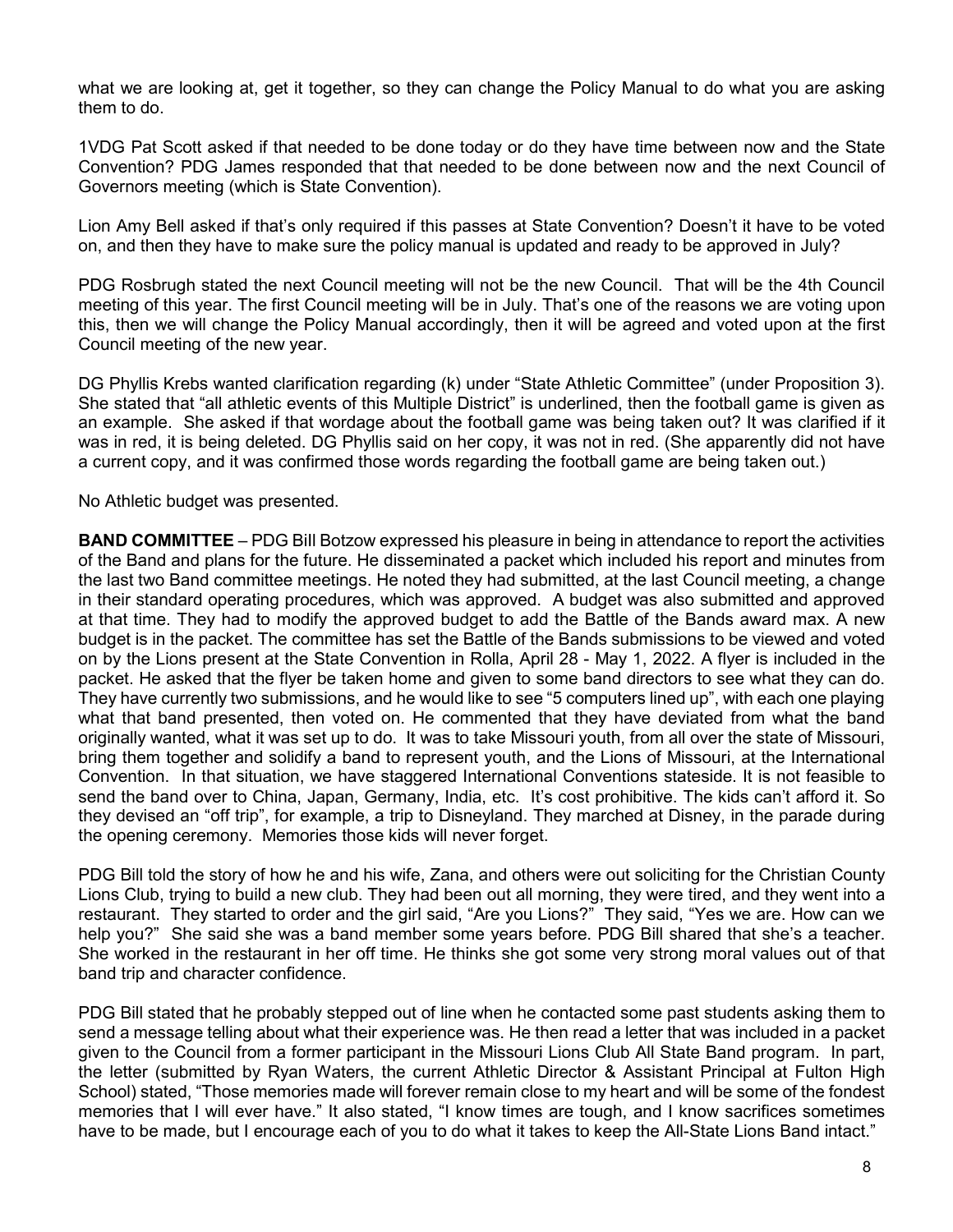what we are looking at, get it together, so they can change the Policy Manual to do what you are asking them to do.

1VDG Pat Scott asked if that needed to be done today or do they have time between now and the State Convention? PDG James responded that that needed to be done between now and the next Council of Governors meeting (which is State Convention).

Lion Amy Bell asked if that's only required if this passes at State Convention? Doesn't it have to be voted on, and then they have to make sure the policy manual is updated and ready to be approved in July?

PDG Rosbrugh stated the next Council meeting will not be the new Council. That will be the 4th Council meeting of this year. The first Council meeting will be in July. That's one of the reasons we are voting upon this, then we will change the Policy Manual accordingly, then it will be agreed and voted upon at the first Council meeting of the new year.

DG Phyllis Krebs wanted clarification regarding (k) under "State Athletic Committee" (under Proposition 3). She stated that "all athletic events of this Multiple District" is underlined, then the football game is given as an example. She asked if that wordage about the football game was being taken out? It was clarified if it was in red, it is being deleted. DG Phyllis said on her copy, it was not in red. (She apparently did not have a current copy, and it was confirmed those words regarding the football game are being taken out.)

No Athletic budget was presented.

**BAND COMMITTEE** – PDG Bill Botzow expressed his pleasure in being in attendance to report the activities of the Band and plans for the future. He disseminated a packet which included his report and minutes from the last two Band committee meetings. He noted they had submitted, at the last Council meeting, a change in their standard operating procedures, which was approved. A budget was also submitted and approved at that time. They had to modify the approved budget to add the Battle of the Bands award max. A new budget is in the packet. The committee has set the Battle of the Bands submissions to be viewed and voted on by the Lions present at the State Convention in Rolla, April 28 - May 1, 2022. A flyer is included in the packet. He asked that the flyer be taken home and given to some band directors to see what they can do. They have currently two submissions, and he would like to see "5 computers lined up", with each one playing what that band presented, then voted on. He commented that they have deviated from what the band originally wanted, what it was set up to do. It was to take Missouri youth, from all over the state of Missouri, bring them together and solidify a band to represent youth, and the Lions of Missouri, at the International Convention. In that situation, we have staggered International Conventions stateside. It is not feasible to send the band over to China, Japan, Germany, India, etc. It's cost prohibitive. The kids can't afford it. So they devised an "off trip", for example, a trip to Disneyland. They marched at Disney, in the parade during the opening ceremony. Memories those kids will never forget.

PDG Bill told the story of how he and his wife, Zana, and others were out soliciting for the Christian County Lions Club, trying to build a new club. They had been out all morning, they were tired, and they went into a restaurant. They started to order and the girl said, "Are you Lions?" They said, "Yes we are. How can we help you?" She said she was a band member some years before. PDG Bill shared that she's a teacher. She worked in the restaurant in her off time. He thinks she got some very strong moral values out of that band trip and character confidence.

PDG Bill stated that he probably stepped out of line when he contacted some past students asking them to send a message telling about what their experience was. He then read a letter that was included in a packet given to the Council from a former participant in the Missouri Lions Club All State Band program. In part, the letter (submitted by Ryan Waters, the current Athletic Director & Assistant Principal at Fulton High School) stated, "Those memories made will forever remain close to my heart and will be some of the fondest memories that I will ever have." It also stated, "I know times are tough, and I know sacrifices sometimes have to be made, but I encourage each of you to do what it takes to keep the All-State Lions Band intact."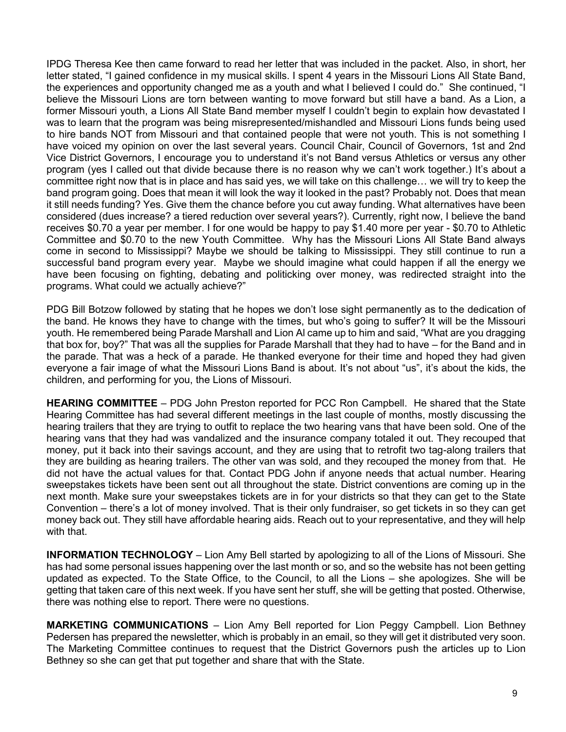IPDG Theresa Kee then came forward to read her letter that was included in the packet. Also, in short, her letter stated, "I gained confidence in my musical skills. I spent 4 years in the Missouri Lions All State Band, the experiences and opportunity changed me as a youth and what I believed I could do." She continued, "I believe the Missouri Lions are torn between wanting to move forward but still have a band. As a Lion, a former Missouri youth, a Lions All State Band member myself I couldn't begin to explain how devastated I was to learn that the program was being misrepresented/mishandled and Missouri Lions funds being used to hire bands NOT from Missouri and that contained people that were not youth. This is not something I have voiced my opinion on over the last several years. Council Chair, Council of Governors, 1st and 2nd Vice District Governors, I encourage you to understand it's not Band versus Athletics or versus any other program (yes I called out that divide because there is no reason why we can't work together.) It's about a committee right now that is in place and has said yes, we will take on this challenge… we will try to keep the band program going. Does that mean it will look the way it looked in the past? Probably not. Does that mean it still needs funding? Yes. Give them the chance before you cut away funding. What alternatives have been considered (dues increase? a tiered reduction over several years?). Currently, right now, I believe the band receives $0.70 a year per member. I for one would be happy to pay $1.40 more per year - $0.70 to Athletic Committee and $0.70 to the new Youth Committee. Why has the Missouri Lions All State Band always come in second to Mississippi? Maybe we should be talking to Mississippi. They still continue to run a successful band program every year. Maybe we should imagine what could happen if all the energy we have been focusing on fighting, debating and politicking over money, was redirected straight into the programs. What could we actually achieve?"

PDG Bill Botzow followed by stating that he hopes we don't lose sight permanently as to the dedication of the band. He knows they have to change with the times, but who's going to suffer? It will be the Missouri youth. He remembered being Parade Marshall and Lion Al came up to him and said, "What are you dragging that box for, boy?" That was all the supplies for Parade Marshall that they had to have – for the Band and in the parade. That was a heck of a parade. He thanked everyone for their time and hoped they had given everyone a fair image of what the Missouri Lions Band is about. It's not about "us", it's about the kids, the children, and performing for you, the Lions of Missouri.

**HEARING COMMITTEE** – PDG John Preston reported for PCC Ron Campbell. He shared that the State Hearing Committee has had several different meetings in the last couple of months, mostly discussing the hearing trailers that they are trying to outfit to replace the two hearing vans that have been sold. One of the hearing vans that they had was vandalized and the insurance company totaled it out. They recouped that money, put it back into their savings account, and they are using that to retrofit two tag-along trailers that they are building as hearing trailers. The other van was sold, and they recouped the money from that. He did not have the actual values for that. Contact PDG John if anyone needs that actual number. Hearing sweepstakes tickets have been sent out all throughout the state. District conventions are coming up in the next month. Make sure your sweepstakes tickets are in for your districts so that they can get to the State Convention – there's a lot of money involved. That is their only fundraiser, so get tickets in so they can get money back out. They still have affordable hearing aids. Reach out to your representative, and they will help with that.

**INFORMATION TECHNOLOGY** – Lion Amy Bell started by apologizing to all of the Lions of Missouri. She has had some personal issues happening over the last month or so, and so the website has not been getting updated as expected. To the State Office, to the Council, to all the Lions – she apologizes. She will be getting that taken care of this next week. If you have sent her stuff, she will be getting that posted. Otherwise, there was nothing else to report. There were no questions.

**MARKETING COMMUNICATIONS** – Lion Amy Bell reported for Lion Peggy Campbell. Lion Bethney Pedersen has prepared the newsletter, which is probably in an email, so they will get it distributed very soon. The Marketing Committee continues to request that the District Governors push the articles up to Lion Bethney so she can get that put together and share that with the State.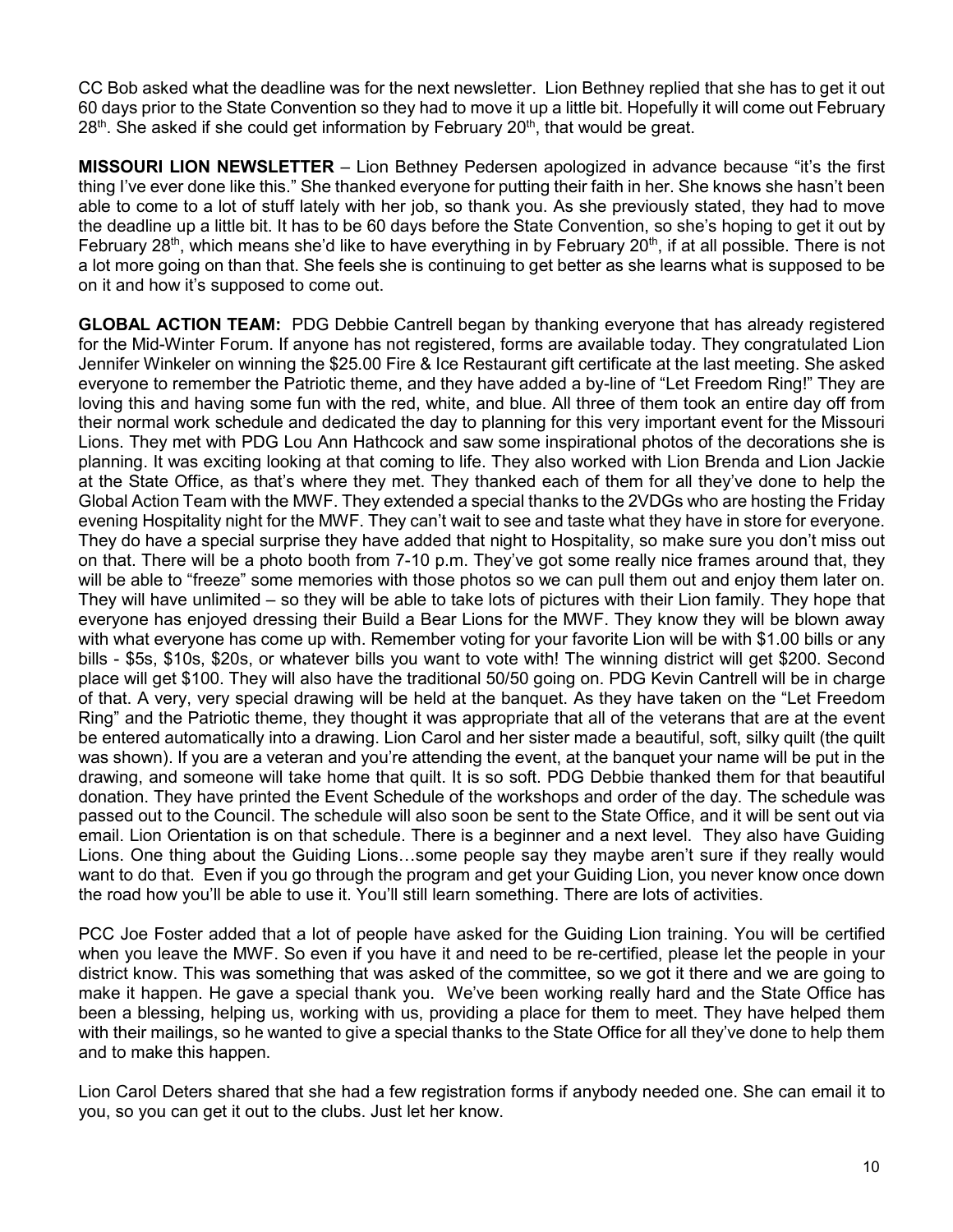CC Bob asked what the deadline was for the next newsletter. Lion Bethney replied that she has to get it out 60 days prior to the State Convention so they had to move it up a little bit. Hopefully it will come out February 28th. She asked if she could get information by February 20th, that would be great.

**MISSOURI LION NEWSLETTER** – Lion Bethney Pedersen apologized in advance because "it's the first thing I've ever done like this." She thanked everyone for putting their faith in her. She knows she hasn't been able to come to a lot of stuff lately with her job, so thank you. As she previously stated, they had to move the deadline up a little bit. It has to be 60 days before the State Convention, so she's hoping to get it out by February 28th, which means she'd like to have everything in by February 20th, if at all possible. There is not a lot more going on than that. She feels she is continuing to get better as she learns what is supposed to be on it and how it's supposed to come out.

**GLOBAL ACTION TEAM:** PDG Debbie Cantrell began by thanking everyone that has already registered for the Mid-Winter Forum. If anyone has not registered, forms are available today. They congratulated Lion Jennifer Winkeler on winning the $25.00 Fire & Ice Restaurant gift certificate at the last meeting. She asked everyone to remember the Patriotic theme, and they have added a by-line of "Let Freedom Ring!" They are loving this and having some fun with the red, white, and blue. All three of them took an entire day off from their normal work schedule and dedicated the day to planning for this very important event for the Missouri Lions. They met with PDG Lou Ann Hathcock and saw some inspirational photos of the decorations she is planning. It was exciting looking at that coming to life. They also worked with Lion Brenda and Lion Jackie at the State Office, as that's where they met. They thanked each of them for all they've done to help the Global Action Team with the MWF. They extended a special thanks to the 2VDGs who are hosting the Friday evening Hospitality night for the MWF. They can't wait to see and taste what they have in store for everyone. They do have a special surprise they have added that night to Hospitality, so make sure you don't miss out on that. There will be a photo booth from 7-10 p.m. They've got some really nice frames around that, they will be able to "freeze" some memories with those photos so we can pull them out and enjoy them later on. They will have unlimited – so they will be able to take lots of pictures with their Lion family. They hope that everyone has enjoyed dressing their Build a Bear Lions for the MWF. They know they will be blown away with what everyone has come up with. Remember voting for your favorite Lion will be with $1.00 bills or any bills - $5s, $10s, $20s, or whatever bills you want to vote with! The winning district will get $200. Second place will get $100. They will also have the traditional 50/50 going on. PDG Kevin Cantrell will be in charge of that. A very, very special drawing will be held at the banquet. As they have taken on the "Let Freedom Ring" and the Patriotic theme, they thought it was appropriate that all of the veterans that are at the event be entered automatically into a drawing. Lion Carol and her sister made a beautiful, soft, silky quilt (the quilt was shown). If you are a veteran and you're attending the event, at the banquet your name will be put in the drawing, and someone will take home that quilt. It is so soft. PDG Debbie thanked them for that beautiful donation. They have printed the Event Schedule of the workshops and order of the day. The schedule was passed out to the Council. The schedule will also soon be sent to the State Office, and it will be sent out via email. Lion Orientation is on that schedule. There is a beginner and a next level. They also have Guiding Lions. One thing about the Guiding Lions…some people say they maybe aren't sure if they really would want to do that. Even if you go through the program and get your Guiding Lion, you never know once down the road how you'll be able to use it. You'll still learn something. There are lots of activities.

PCC Joe Foster added that a lot of people have asked for the Guiding Lion training. You will be certified when you leave the MWF. So even if you have it and need to be re-certified, please let the people in your district know. This was something that was asked of the committee, so we got it there and we are going to make it happen. He gave a special thank you. We've been working really hard and the State Office has been a blessing, helping us, working with us, providing a place for them to meet. They have helped them with their mailings, so he wanted to give a special thanks to the State Office for all they've done to help them and to make this happen.

Lion Carol Deters shared that she had a few registration forms if anybody needed one. She can email it to you, so you can get it out to the clubs. Just let her know.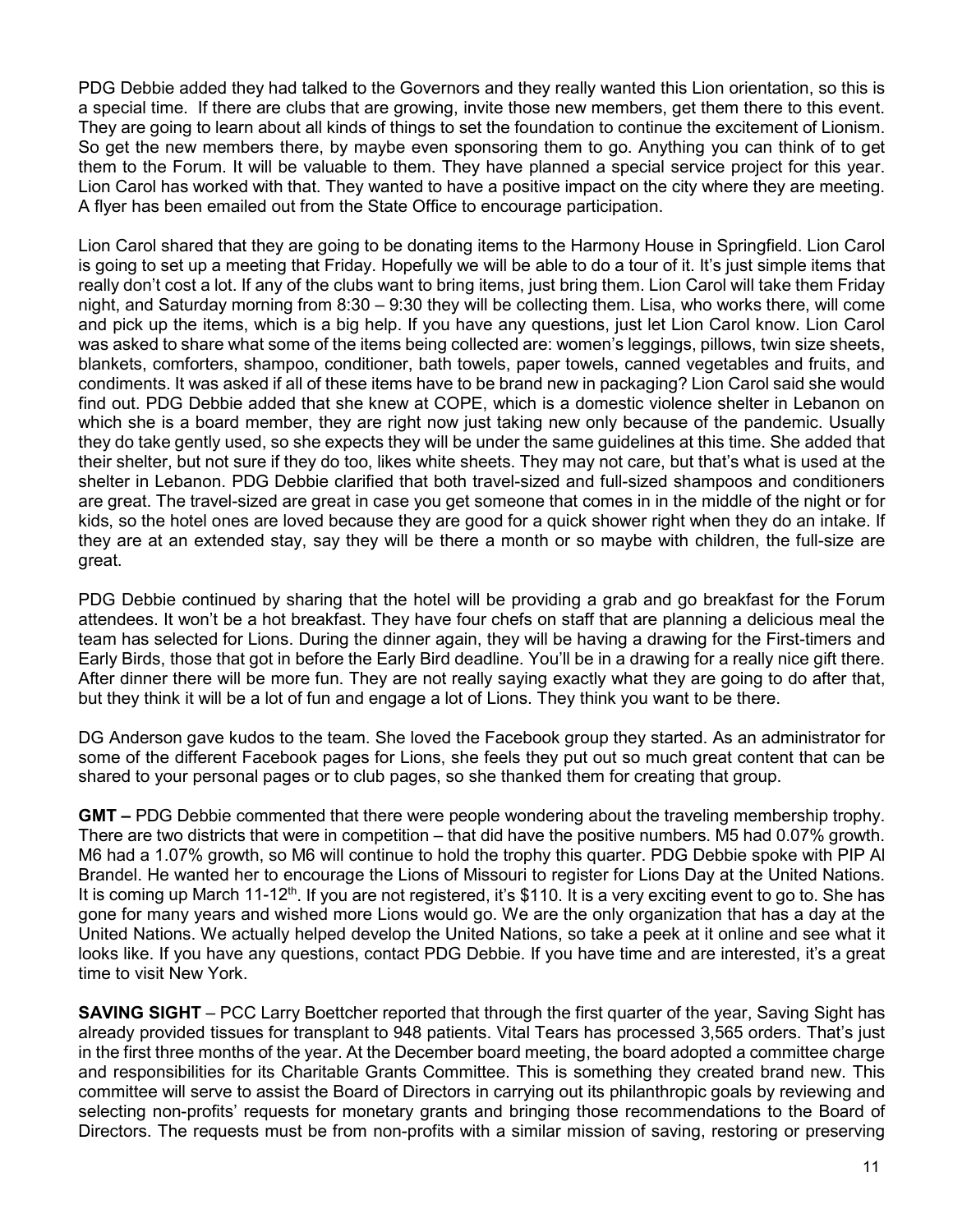PDG Debbie added they had talked to the Governors and they really wanted this Lion orientation, so this is a special time. If there are clubs that are growing, invite those new members, get them there to this event. They are going to learn about all kinds of things to set the foundation to continue the excitement of Lionism. So get the new members there, by maybe even sponsoring them to go. Anything you can think of to get them to the Forum. It will be valuable to them. They have planned a special service project for this year. Lion Carol has worked with that. They wanted to have a positive impact on the city where they are meeting. A flyer has been emailed out from the State Office to encourage participation.

Lion Carol shared that they are going to be donating items to the Harmony House in Springfield. Lion Carol is going to set up a meeting that Friday. Hopefully we will be able to do a tour of it. It's just simple items that really don't cost a lot. If any of the clubs want to bring items, just bring them. Lion Carol will take them Friday night, and Saturday morning from 8:30 – 9:30 they will be collecting them. Lisa, who works there, will come and pick up the items, which is a big help. If you have any questions, just let Lion Carol know. Lion Carol was asked to share what some of the items being collected are: women's leggings, pillows, twin size sheets, blankets, comforters, shampoo, conditioner, bath towels, paper towels, canned vegetables and fruits, and condiments. It was asked if all of these items have to be brand new in packaging? Lion Carol said she would find out. PDG Debbie added that she knew at COPE, which is a domestic violence shelter in Lebanon on which she is a board member, they are right now just taking new only because of the pandemic. Usually they do take gently used, so she expects they will be under the same guidelines at this time. She added that their shelter, but not sure if they do too, likes white sheets. They may not care, but that's what is used at the shelter in Lebanon. PDG Debbie clarified that both travel-sized and full-sized shampoos and conditioners are great. The travel-sized are great in case you get someone that comes in in the middle of the night or for kids, so the hotel ones are loved because they are good for a quick shower right when they do an intake. If they are at an extended stay, say they will be there a month or so maybe with children, the full-size are great.

PDG Debbie continued by sharing that the hotel will be providing a grab and go breakfast for the Forum attendees. It won't be a hot breakfast. They have four chefs on staff that are planning a delicious meal the team has selected for Lions. During the dinner again, they will be having a drawing for the First-timers and Early Birds, those that got in before the Early Bird deadline. You'll be in a drawing for a really nice gift there. After dinner there will be more fun. They are not really saying exactly what they are going to do after that, but they think it will be a lot of fun and engage a lot of Lions. They think you want to be there.

DG Anderson gave kudos to the team. She loved the Facebook group they started. As an administrator for some of the different Facebook pages for Lions, she feels they put out so much great content that can be shared to your personal pages or to club pages, so she thanked them for creating that group.

**GMT –** PDG Debbie commented that there were people wondering about the traveling membership trophy. There are two districts that were in competition – that did have the positive numbers. M5 had 0.07% growth. M6 had a 1.07% growth, so M6 will continue to hold the trophy this quarter. PDG Debbie spoke with PIP Al Brandel. He wanted her to encourage the Lions of Missouri to register for Lions Day at the United Nations. It is coming up March 11-12th. If you are not registered, it's $110. It is a very exciting event to go to. She has gone for many years and wished more Lions would go. We are the only organization that has a day at the United Nations. We actually helped develop the United Nations, so take a peek at it online and see what it looks like. If you have any questions, contact PDG Debbie. If you have time and are interested, it's a great time to visit New York.

**SAVING SIGHT** – PCC Larry Boettcher reported that through the first quarter of the year, Saving Sight has already provided tissues for transplant to 948 patients. Vital Tears has processed 3,565 orders. That's just in the first three months of the year. At the December board meeting, the board adopted a committee charge and responsibilities for its Charitable Grants Committee. This is something they created brand new. This committee will serve to assist the Board of Directors in carrying out its philanthropic goals by reviewing and selecting non-profits' requests for monetary grants and bringing those recommendations to the Board of Directors. The requests must be from non-profits with a similar mission of saving, restoring or preserving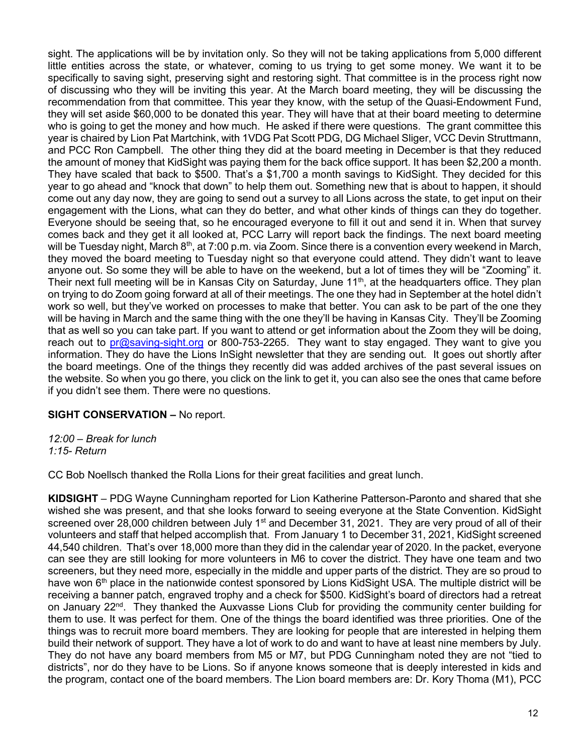sight. The applications will be by invitation only. So they will not be taking applications from 5,000 different little entities across the state, or whatever, coming to us trying to get some money. We want it to be specifically to saving sight, preserving sight and restoring sight. That committee is in the process right now of discussing who they will be inviting this year. At the March board meeting, they will be discussing the recommendation from that committee. This year they know, with the setup of the Quasi-Endowment Fund, they will set aside $60,000 to be donated this year. They will have that at their board meeting to determine who is going to get the money and how much. He asked if there were questions. The grant committee this year is chaired by Lion Pat Martchink, with 1VDG Pat Scott PDG, DG Michael Sliger, VCC Devin Struttmann, and PCC Ron Campbell. The other thing they did at the board meeting in December is that they reduced the amount of money that KidSight was paying them for the back office support. It has been $2,200 a month. They have scaled that back to $500. That's a $1,700 a month savings to KidSight. They decided for this year to go ahead and "knock that down" to help them out. Something new that is about to happen, it should come out any day now, they are going to send out a survey to all Lions across the state, to get input on their engagement with the Lions, what can they do better, and what other kinds of things can they do together. Everyone should be seeing that, so he encouraged everyone to fill it out and send it in. When that survey comes back and they get it all looked at, PCC Larry will report back the findings. The next board meeting will be Tuesday night, March 8th, at 7:00 p.m. via Zoom. Since there is a convention every weekend in March, they moved the board meeting to Tuesday night so that everyone could attend. They didn't want to leave anyone out. So some they will be able to have on the weekend, but a lot of times they will be "Zooming" it. Their next full meeting will be in Kansas City on Saturday, June 11th, at the headquarters office. They plan on trying to do Zoom going forward at all of their meetings. The one they had in September at the hotel didn't work so well, but they've worked on processes to make that better. You can ask to be part of the one they will be having in March and the same thing with the one they'll be having in Kansas City. They'll be Zooming that as well so you can take part. If you want to attend or get information about the Zoom they will be doing, reach out to pr@saving-sight.org or 800-753-2265. They want to stay engaged. They want to give you information. They do have the Lions InSight newsletter that they are sending out. It goes out shortly after the board meetings. One of the things they recently did was added archives of the past several issues on the website. So when you go there, you click on the link to get it, you can also see the ones that came before if you didn't see them. There were no questions.

**SIGHT CONSERVATION –** No report.

*12:00 – Break for lunch*
*1:15- Return*

CC Bob Noellsch thanked the Rolla Lions for their great facilities and great lunch.

**KIDSIGHT** – PDG Wayne Cunningham reported for Lion Katherine Patterson-Paronto and shared that she wished she was present, and that she looks forward to seeing everyone at the State Convention. KidSight screened over 28,000 children between July 1st and December 31, 2021. They are very proud of all of their volunteers and staff that helped accomplish that. From January 1 to December 31, 2021, KidSight screened 44,540 children. That's over 18,000 more than they did in the calendar year of 2020. In the packet, everyone can see they are still looking for more volunteers in M6 to cover the district. They have one team and two screeners, but they need more, especially in the middle and upper parts of the district. They are so proud to have won 6th place in the nationwide contest sponsored by Lions KidSight USA. The multiple district will be receiving a banner patch, engraved trophy and a check for $500. KidSight's board of directors had a retreat on January 22nd. They thanked the Auxvasse Lions Club for providing the community center building for them to use. It was perfect for them. One of the things the board identified was three priorities. One of the things was to recruit more board members. They are looking for people that are interested in helping them build their network of support. They have a lot of work to do and want to have at least nine members by July. They do not have any board members from M5 or M7, but PDG Cunningham noted they are not "tied to districts", nor do they have to be Lions. So if anyone knows someone that is deeply interested in kids and the program, contact one of the board members. The Lion board members are: Dr. Kory Thoma (M1), PCC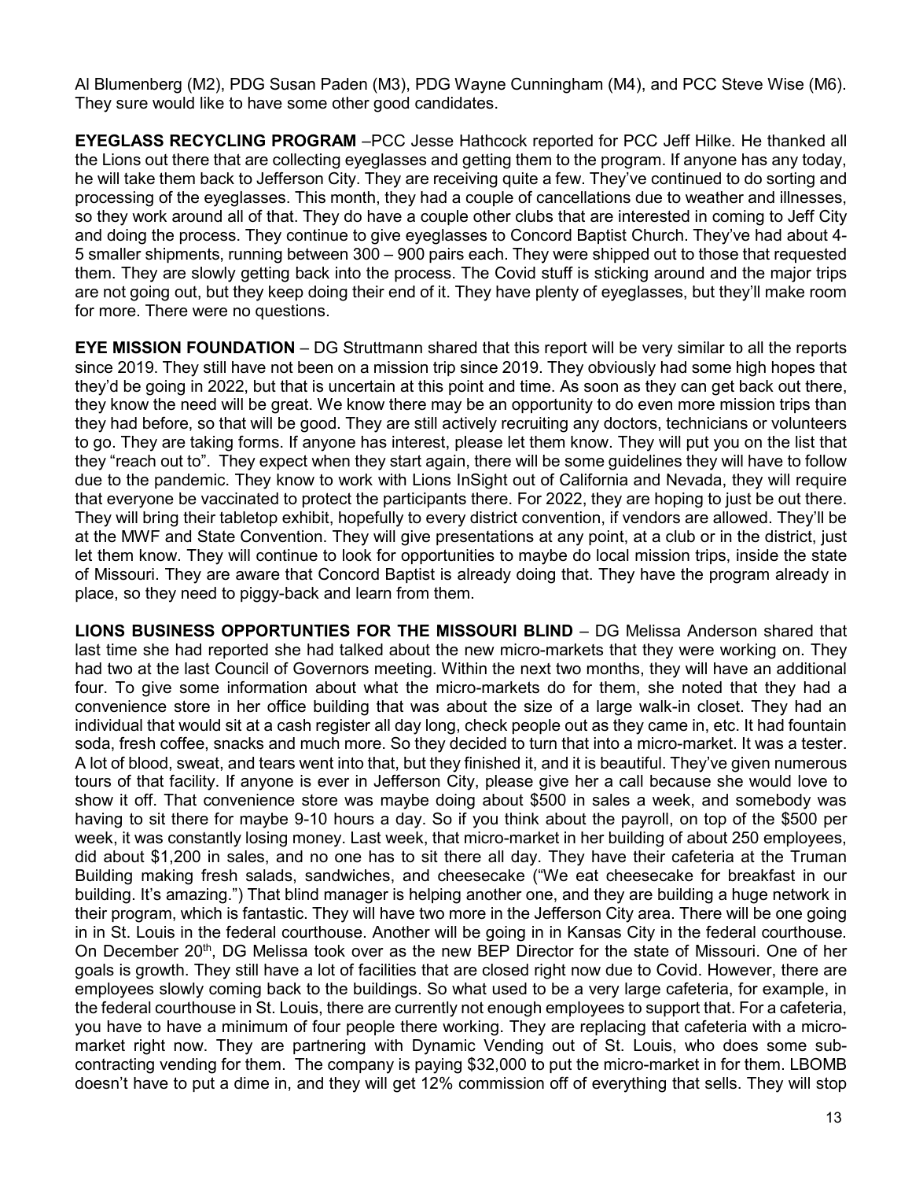Al Blumenberg (M2), PDG Susan Paden (M3), PDG Wayne Cunningham (M4), and PCC Steve Wise (M6). They sure would like to have some other good candidates.

**EYEGLASS RECYCLING PROGRAM** –PCC Jesse Hathcock reported for PCC Jeff Hilke. He thanked all the Lions out there that are collecting eyeglasses and getting them to the program. If anyone has any today, he will take them back to Jefferson City. They are receiving quite a few. They've continued to do sorting and processing of the eyeglasses. This month, they had a couple of cancellations due to weather and illnesses, so they work around all of that. They do have a couple other clubs that are interested in coming to Jeff City and doing the process. They continue to give eyeglasses to Concord Baptist Church. They've had about 4-5 smaller shipments, running between 300 – 900 pairs each. They were shipped out to those that requested them. They are slowly getting back into the process. The Covid stuff is sticking around and the major trips are not going out, but they keep doing their end of it. They have plenty of eyeglasses, but they'll make room for more. There were no questions.

**EYE MISSION FOUNDATION** – DG Struttmann shared that this report will be very similar to all the reports since 2019. They still have not been on a mission trip since 2019. They obviously had some high hopes that they'd be going in 2022, but that is uncertain at this point and time. As soon as they can get back out there, they know the need will be great. We know there may be an opportunity to do even more mission trips than they had before, so that will be good. They are still actively recruiting any doctors, technicians or volunteers to go. They are taking forms. If anyone has interest, please let them know. They will put you on the list that they "reach out to". They expect when they start again, there will be some guidelines they will have to follow due to the pandemic. They know to work with Lions InSight out of California and Nevada, they will require that everyone be vaccinated to protect the participants there. For 2022, they are hoping to just be out there. They will bring their tabletop exhibit, hopefully to every district convention, if vendors are allowed. They'll be at the MWF and State Convention. They will give presentations at any point, at a club or in the district, just let them know. They will continue to look for opportunities to maybe do local mission trips, inside the state of Missouri. They are aware that Concord Baptist is already doing that. They have the program already in place, so they need to piggy-back and learn from them.

**LIONS BUSINESS OPPORTUNTIES FOR THE MISSOURI BLIND** – DG Melissa Anderson shared that last time she had reported she had talked about the new micro-markets that they were working on. They had two at the last Council of Governors meeting. Within the next two months, they will have an additional four. To give some information about what the micro-markets do for them, she noted that they had a convenience store in her office building that was about the size of a large walk-in closet. They had an individual that would sit at a cash register all day long, check people out as they came in, etc. It had fountain soda, fresh coffee, snacks and much more. So they decided to turn that into a micro-market. It was a tester. A lot of blood, sweat, and tears went into that, but they finished it, and it is beautiful. They've given numerous tours of that facility. If anyone is ever in Jefferson City, please give her a call because she would love to show it off. That convenience store was maybe doing about $500 in sales a week, and somebody was having to sit there for maybe 9-10 hours a day. So if you think about the payroll, on top of the $500 per week, it was constantly losing money. Last week, that micro-market in her building of about 250 employees, did about $1,200 in sales, and no one has to sit there all day. They have their cafeteria at the Truman Building making fresh salads, sandwiches, and cheesecake ("We eat cheesecake for breakfast in our building. It's amazing.") That blind manager is helping another one, and they are building a huge network in their program, which is fantastic. They will have two more in the Jefferson City area. There will be one going in in St. Louis in the federal courthouse. Another will be going in in Kansas City in the federal courthouse. On December 20th, DG Melissa took over as the new BEP Director for the state of Missouri. One of her goals is growth. They still have a lot of facilities that are closed right now due to Covid. However, there are employees slowly coming back to the buildings. So what used to be a very large cafeteria, for example, in the federal courthouse in St. Louis, there are currently not enough employees to support that. For a cafeteria, you have to have a minimum of four people there working. They are replacing that cafeteria with a micro-market right now. They are partnering with Dynamic Vending out of St. Louis, who does some sub-contracting vending for them. The company is paying $32,000 to put the micro-market in for them. LBOMB doesn't have to put a dime in, and they will get 12% commission off of everything that sells. They will stop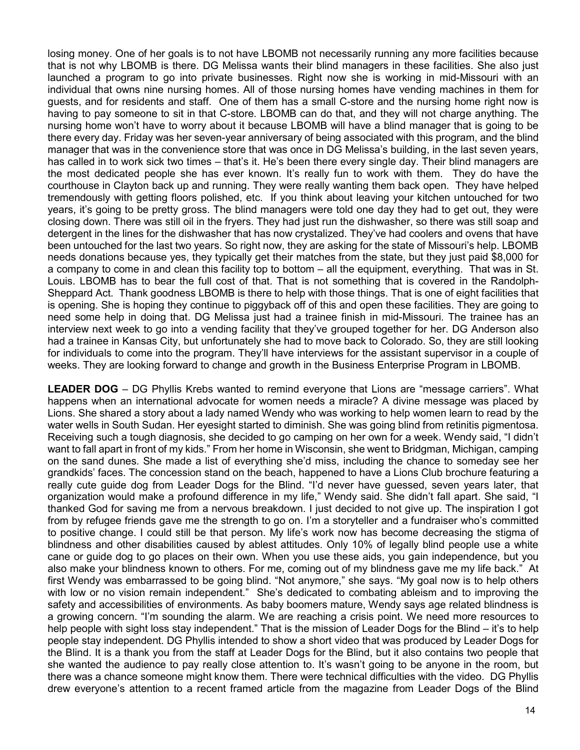losing money. One of her goals is to not have LBOMB not necessarily running any more facilities because that is not why LBOMB is there. DG Melissa wants their blind managers in these facilities. She also just launched a program to go into private businesses. Right now she is working in mid-Missouri with an individual that owns nine nursing homes. All of those nursing homes have vending machines in them for guests, and for residents and staff. One of them has a small C-store and the nursing home right now is having to pay someone to sit in that C-store. LBOMB can do that, and they will not charge anything. The nursing home won't have to worry about it because LBOMB will have a blind manager that is going to be there every day. Friday was her seven-year anniversary of being associated with this program, and the blind manager that was in the convenience store that was once in DG Melissa's building, in the last seven years, has called in to work sick two times – that's it. He's been there every single day. Their blind managers are the most dedicated people she has ever known. It's really fun to work with them. They do have the courthouse in Clayton back up and running. They were really wanting them back open. They have helped tremendously with getting floors polished, etc. If you think about leaving your kitchen untouched for two years, it's going to be pretty gross. The blind managers were told one day they had to get out, they were closing down. There was still oil in the fryers. They had just run the dishwasher, so there was still soap and detergent in the lines for the dishwasher that has now crystalized. They've had coolers and ovens that have been untouched for the last two years. So right now, they are asking for the state of Missouri's help. LBOMB needs donations because yes, they typically get their matches from the state, but they just paid $8,000 for a company to come in and clean this facility top to bottom – all the equipment, everything. That was in St. Louis. LBOMB has to bear the full cost of that. That is not something that is covered in the Randolph-Sheppard Act. Thank goodness LBOMB is there to help with those things. That is one of eight facilities that is opening. She is hoping they continue to piggyback off of this and open these facilities. They are going to need some help in doing that. DG Melissa just had a trainee finish in mid-Missouri. The trainee has an interview next week to go into a vending facility that they've grouped together for her. DG Anderson also had a trainee in Kansas City, but unfortunately she had to move back to Colorado. So, they are still looking for individuals to come into the program. They'll have interviews for the assistant supervisor in a couple of weeks. They are looking forward to change and growth in the Business Enterprise Program in LBOMB.

**LEADER DOG** – DG Phyllis Krebs wanted to remind everyone that Lions are "message carriers". What happens when an international advocate for women needs a miracle? A divine message was placed by Lions. She shared a story about a lady named Wendy who was working to help women learn to read by the water wells in South Sudan. Her eyesight started to diminish. She was going blind from retinitis pigmentosa. Receiving such a tough diagnosis, she decided to go camping on her own for a week. Wendy said, "I didn't want to fall apart in front of my kids." From her home in Wisconsin, she went to Bridgman, Michigan, camping on the sand dunes. She made a list of everything she'd miss, including the chance to someday see her grandkids' faces. The concession stand on the beach, happened to have a Lions Club brochure featuring a really cute guide dog from Leader Dogs for the Blind. "I'd never have guessed, seven years later, that organization would make a profound difference in my life," Wendy said. She didn't fall apart. She said, "I thanked God for saving me from a nervous breakdown. I just decided to not give up. The inspiration I got from by refugee friends gave me the strength to go on. I'm a storyteller and a fundraiser who's committed to positive change. I could still be that person. My life's work now has become decreasing the stigma of blindness and other disabilities caused by ablest attitudes. Only 10% of legally blind people use a white cane or guide dog to go places on their own. When you use these aids, you gain independence, but you also make your blindness known to others. For me, coming out of my blindness gave me my life back." At first Wendy was embarrassed to be going blind. "Not anymore," she says. "My goal now is to help others with low or no vision remain independent." She's dedicated to combating ableism and to improving the safety and accessibilities of environments. As baby boomers mature, Wendy says age related blindness is a growing concern. "I'm sounding the alarm. We are reaching a crisis point. We need more resources to help people with sight loss stay independent." That is the mission of Leader Dogs for the Blind – it's to help people stay independent. DG Phyllis intended to show a short video that was produced by Leader Dogs for the Blind. It is a thank you from the staff at Leader Dogs for the Blind, but it also contains two people that she wanted the audience to pay really close attention to. It's wasn't going to be anyone in the room, but there was a chance someone might know them. There were technical difficulties with the video. DG Phyllis drew everyone's attention to a recent framed article from the magazine from Leader Dogs of the Blind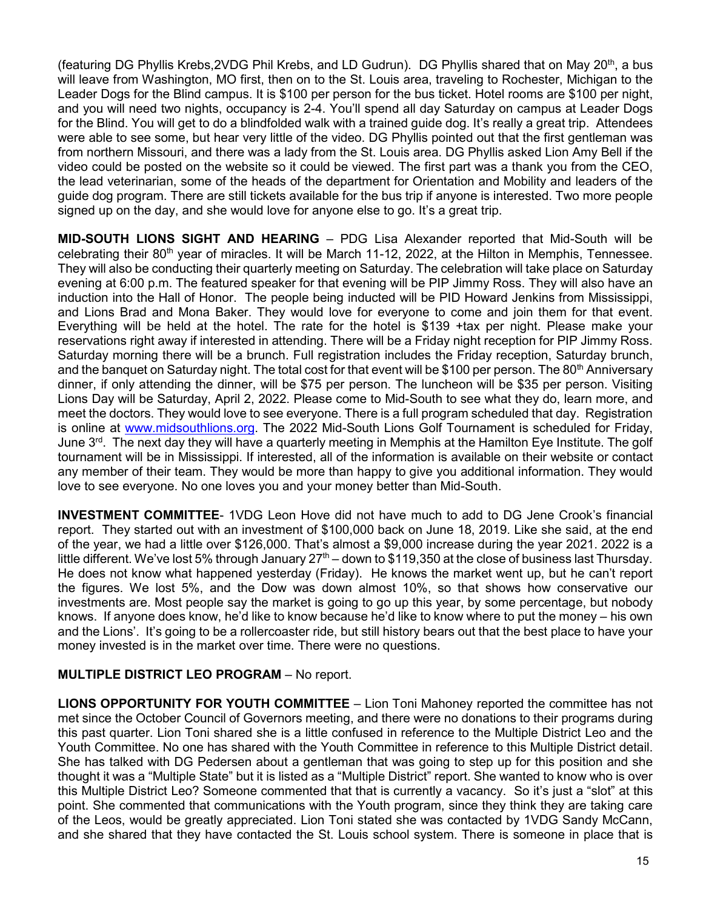(featuring DG Phyllis Krebs,2VDG Phil Krebs, and LD Gudrun). DG Phyllis shared that on May 20th, a bus will leave from Washington, MO first, then on to the St. Louis area, traveling to Rochester, Michigan to the Leader Dogs for the Blind campus. It is $100 per person for the bus ticket. Hotel rooms are $100 per night, and you will need two nights, occupancy is 2-4. You'll spend all day Saturday on campus at Leader Dogs for the Blind. You will get to do a blindfolded walk with a trained guide dog. It's really a great trip. Attendees were able to see some, but hear very little of the video. DG Phyllis pointed out that the first gentleman was from northern Missouri, and there was a lady from the St. Louis area. DG Phyllis asked Lion Amy Bell if the video could be posted on the website so it could be viewed. The first part was a thank you from the CEO, the lead veterinarian, some of the heads of the department for Orientation and Mobility and leaders of the guide dog program. There are still tickets available for the bus trip if anyone is interested. Two more people signed up on the day, and she would love for anyone else to go. It's a great trip.

**MID-SOUTH LIONS SIGHT AND HEARING** – PDG Lisa Alexander reported that Mid-South will be celebrating their 80th year of miracles. It will be March 11-12, 2022, at the Hilton in Memphis, Tennessee. They will also be conducting their quarterly meeting on Saturday. The celebration will take place on Saturday evening at 6:00 p.m. The featured speaker for that evening will be PIP Jimmy Ross. They will also have an induction into the Hall of Honor. The people being inducted will be PID Howard Jenkins from Mississippi, and Lions Brad and Mona Baker. They would love for everyone to come and join them for that event. Everything will be held at the hotel. The rate for the hotel is $139 +tax per night. Please make your reservations right away if interested in attending. There will be a Friday night reception for PIP Jimmy Ross. Saturday morning there will be a brunch. Full registration includes the Friday reception, Saturday brunch, and the banquet on Saturday night. The total cost for that event will be $100 per person. The 80th Anniversary dinner, if only attending the dinner, will be $75 per person. The luncheon will be $35 per person. Visiting Lions Day will be Saturday, April 2, 2022. Please come to Mid-South to see what they do, learn more, and meet the doctors. They would love to see everyone. There is a full program scheduled that day. Registration is online at [www.midsouthlions.org](www.midsouthlions.org). The 2022 Mid-South Lions Golf Tournament is scheduled for Friday, June 3rd. The next day they will have a quarterly meeting in Memphis at the Hamilton Eye Institute. The golf tournament will be in Mississippi. If interested, all of the information is available on their website or contact any member of their team. They would be more than happy to give you additional information. They would love to see everyone. No one loves you and your money better than Mid-South.

**INVESTMENT COMMITTEE**- 1VDG Leon Hove did not have much to add to DG Jene Crook's financial report. They started out with an investment of $100,000 back on June 18, 2019. Like she said, at the end of the year, we had a little over $126,000. That's almost a $9,000 increase during the year 2021. 2022 is a little different. We've lost 5% through January 27th – down to $119,350 at the close of business last Thursday. He does not know what happened yesterday (Friday). He knows the market went up, but he can't report the figures. We lost 5%, and the Dow was down almost 10%, so that shows how conservative our investments are. Most people say the market is going to go up this year, by some percentage, but nobody knows. If anyone does know, he'd like to know because he'd like to know where to put the money – his own and the Lions'. It's going to be a rollercoaster ride, but still history bears out that the best place to have your money invested is in the market over time. There were no questions.

**MULTIPLE DISTRICT LEO PROGRAM** – No report.

**LIONS OPPORTUNITY FOR YOUTH COMMITTEE** – Lion Toni Mahoney reported the committee has not met since the October Council of Governors meeting, and there were no donations to their programs during this past quarter. Lion Toni shared she is a little confused in reference to the Multiple District Leo and the Youth Committee. No one has shared with the Youth Committee in reference to this Multiple District detail. She has talked with DG Pedersen about a gentleman that was going to step up for this position and she thought it was a "Multiple State" but it is listed as a "Multiple District" report. She wanted to know who is over this Multiple District Leo? Someone commented that that is currently a vacancy. So it's just a "slot" at this point. She commented that communications with the Youth program, since they think they are taking care of the Leos, would be greatly appreciated. Lion Toni stated she was contacted by 1VDG Sandy McCann, and she shared that they have contacted the St. Louis school system. There is someone in place that is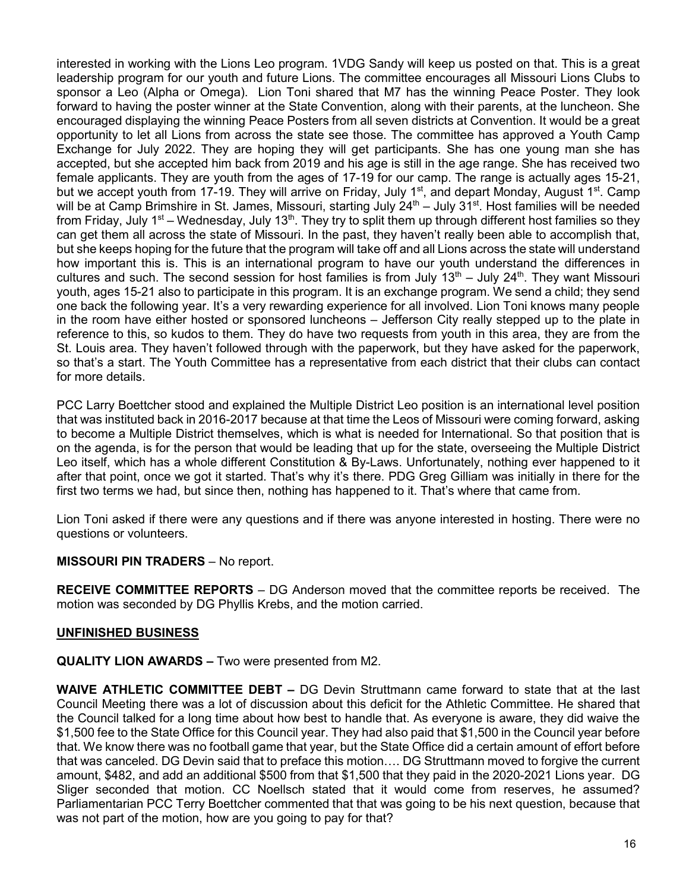interested in working with the Lions Leo program. 1VDG Sandy will keep us posted on that. This is a great leadership program for our youth and future Lions. The committee encourages all Missouri Lions Clubs to sponsor a Leo (Alpha or Omega). Lion Toni shared that M7 has the winning Peace Poster. They look forward to having the poster winner at the State Convention, along with their parents, at the luncheon. She encouraged displaying the winning Peace Posters from all seven districts at Convention. It would be a great opportunity to let all Lions from across the state see those. The committee has approved a Youth Camp Exchange for July 2022. They are hoping they will get participants. She has one young man she has accepted, but she accepted him back from 2019 and his age is still in the age range. She has received two female applicants. They are youth from the ages of 17-19 for our camp. The range is actually ages 15-21, but we accept youth from 17-19. They will arrive on Friday, July 1st, and depart Monday, August 1st. Camp will be at Camp Brimshire in St. James, Missouri, starting July 24th – July 31st. Host families will be needed from Friday, July 1st – Wednesday, July 13th. They try to split them up through different host families so they can get them all across the state of Missouri. In the past, they haven't really been able to accomplish that, but she keeps hoping for the future that the program will take off and all Lions across the state will understand how important this is. This is an international program to have our youth understand the differences in cultures and such. The second session for host families is from July 13th – July 24th. They want Missouri youth, ages 15-21 also to participate in this program. It is an exchange program. We send a child; they send one back the following year. It's a very rewarding experience for all involved. Lion Toni knows many people in the room have either hosted or sponsored luncheons – Jefferson City really stepped up to the plate in reference to this, so kudos to them. They do have two requests from youth in this area, they are from the St. Louis area. They haven't followed through with the paperwork, but they have asked for the paperwork, so that's a start. The Youth Committee has a representative from each district that their clubs can contact for more details.

PCC Larry Boettcher stood and explained the Multiple District Leo position is an international level position that was instituted back in 2016-2017 because at that time the Leos of Missouri were coming forward, asking to become a Multiple District themselves, which is what is needed for International. So that position that is on the agenda, is for the person that would be leading that up for the state, overseeing the Multiple District Leo itself, which has a whole different Constitution & By-Laws. Unfortunately, nothing ever happened to it after that point, once we got it started. That's why it's there. PDG Greg Gilliam was initially in there for the first two terms we had, but since then, nothing has happened to it. That's where that came from.

Lion Toni asked if there were any questions and if there was anyone interested in hosting. There were no questions or volunteers.

**MISSOURI PIN TRADERS** – No report.

**RECEIVE COMMITTEE REPORTS** – DG Anderson moved that the committee reports be received. The motion was seconded by DG Phyllis Krebs, and the motion carried.

## UNFINISHED BUSINESS

**QUALITY LION AWARDS –** Two were presented from M2.

**WAIVE ATHLETIC COMMITTEE DEBT –** DG Devin Struttmann came forward to state that at the last Council Meeting there was a lot of discussion about this deficit for the Athletic Committee. He shared that the Council talked for a long time about how best to handle that. As everyone is aware, they did waive the $1,500 fee to the State Office for this Council year. They had also paid that $1,500 in the Council year before that. We know there was no football game that year, but the State Office did a certain amount of effort before that was canceled. DG Devin said that to preface this motion…. DG Struttmann moved to forgive the current amount, $482, and add an additional $500 from that $1,500 that they paid in the 2020-2021 Lions year. DG Sliger seconded that motion. CC Noellsch stated that it would come from reserves, he assumed? Parliamentarian PCC Terry Boettcher commented that that was going to be his next question, because that was not part of the motion, how are you going to pay for that?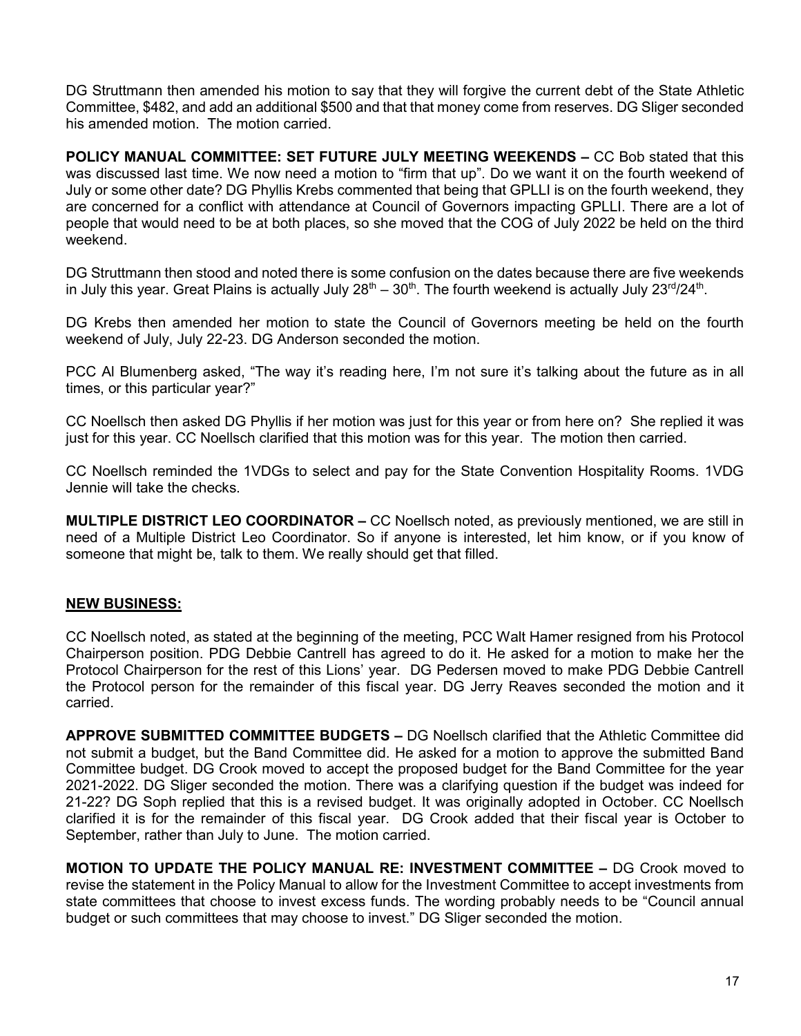DG Struttmann then amended his motion to say that they will forgive the current debt of the State Athletic Committee, $482, and add an additional $500 and that that money come from reserves. DG Sliger seconded his amended motion. The motion carried.

**POLICY MANUAL COMMITTEE: SET FUTURE JULY MEETING WEEKENDS –** CC Bob stated that this was discussed last time. We now need a motion to "firm that up". Do we want it on the fourth weekend of July or some other date? DG Phyllis Krebs commented that being that GPLLI is on the fourth weekend, they are concerned for a conflict with attendance at Council of Governors impacting GPLLI. There are a lot of people that would need to be at both places, so she moved that the COG of July 2022 be held on the third weekend.

DG Struttmann then stood and noted there is some confusion on the dates because there are five weekends in July this year. Great Plains is actually July 28th – 30th. The fourth weekend is actually July 23rd/24th.

DG Krebs then amended her motion to state the Council of Governors meeting be held on the fourth weekend of July, July 22-23. DG Anderson seconded the motion.

PCC Al Blumenberg asked, "The way it's reading here, I'm not sure it's talking about the future as in all times, or this particular year?"

CC Noellsch then asked DG Phyllis if her motion was just for this year or from here on? She replied it was just for this year. CC Noellsch clarified that this motion was for this year. The motion then carried.

CC Noellsch reminded the 1VDGs to select and pay for the State Convention Hospitality Rooms. 1VDG Jennie will take the checks.

**MULTIPLE DISTRICT LEO COORDINATOR –** CC Noellsch noted, as previously mentioned, we are still in need of a Multiple District Leo Coordinator. So if anyone is interested, let him know, or if you know of someone that might be, talk to them. We really should get that filled.

## NEW BUSINESS:

CC Noellsch noted, as stated at the beginning of the meeting, PCC Walt Hamer resigned from his Protocol Chairperson position. PDG Debbie Cantrell has agreed to do it. He asked for a motion to make her the Protocol Chairperson for the rest of this Lions' year. DG Pedersen moved to make PDG Debbie Cantrell the Protocol person for the remainder of this fiscal year. DG Jerry Reaves seconded the motion and it carried.

**APPROVE SUBMITTED COMMITTEE BUDGETS –** DG Noellsch clarified that the Athletic Committee did not submit a budget, but the Band Committee did. He asked for a motion to approve the submitted Band Committee budget. DG Crook moved to accept the proposed budget for the Band Committee for the year 2021-2022. DG Sliger seconded the motion. There was a clarifying question if the budget was indeed for 21-22? DG Soph replied that this is a revised budget. It was originally adopted in October. CC Noellsch clarified it is for the remainder of this fiscal year. DG Crook added that their fiscal year is October to September, rather than July to June. The motion carried.

**MOTION TO UPDATE THE POLICY MANUAL RE: INVESTMENT COMMITTEE –** DG Crook moved to revise the statement in the Policy Manual to allow for the Investment Committee to accept investments from state committees that choose to invest excess funds. The wording probably needs to be "Council annual budget or such committees that may choose to invest." DG Sliger seconded the motion.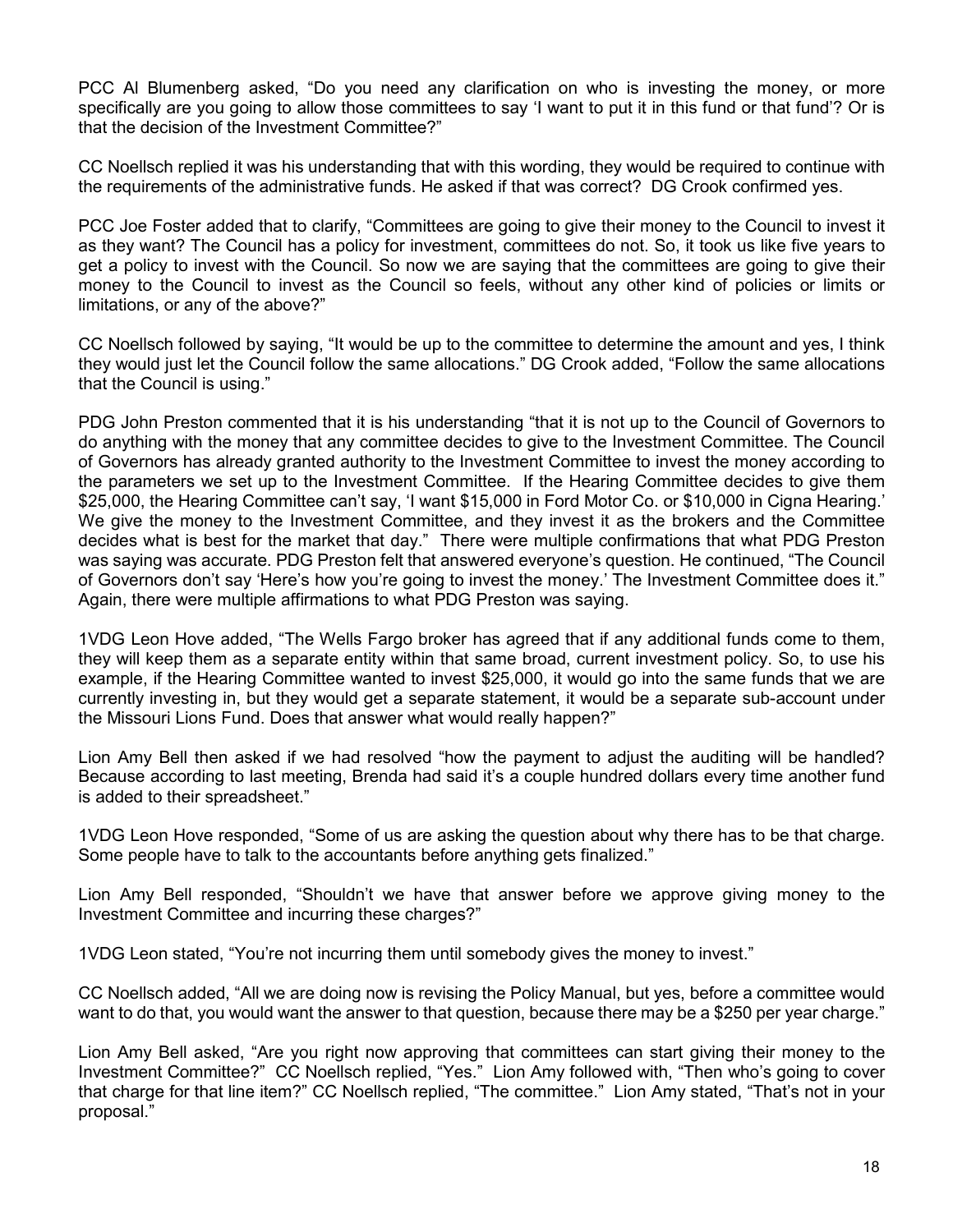PCC Al Blumenberg asked, "Do you need any clarification on who is investing the money, or more specifically are you going to allow those committees to say 'I want to put it in this fund or that fund'? Or is that the decision of the Investment Committee?"

CC Noellsch replied it was his understanding that with this wording, they would be required to continue with the requirements of the administrative funds. He asked if that was correct? DG Crook confirmed yes.

PCC Joe Foster added that to clarify, "Committees are going to give their money to the Council to invest it as they want? The Council has a policy for investment, committees do not. So, it took us like five years to get a policy to invest with the Council. So now we are saying that the committees are going to give their money to the Council to invest as the Council so feels, without any other kind of policies or limits or limitations, or any of the above?"

CC Noellsch followed by saying, "It would be up to the committee to determine the amount and yes, I think they would just let the Council follow the same allocations." DG Crook added, "Follow the same allocations that the Council is using."

PDG John Preston commented that it is his understanding "that it is not up to the Council of Governors to do anything with the money that any committee decides to give to the Investment Committee. The Council of Governors has already granted authority to the Investment Committee to invest the money according to the parameters we set up to the Investment Committee. If the Hearing Committee decides to give them $25,000, the Hearing Committee can't say, 'I want $15,000 in Ford Motor Co. or $10,000 in Cigna Hearing.' We give the money to the Investment Committee, and they invest it as the brokers and the Committee decides what is best for the market that day." There were multiple confirmations that what PDG Preston was saying was accurate. PDG Preston felt that answered everyone's question. He continued, "The Council of Governors don't say 'Here's how you're going to invest the money.' The Investment Committee does it." Again, there were multiple affirmations to what PDG Preston was saying.

1VDG Leon Hove added, "The Wells Fargo broker has agreed that if any additional funds come to them, they will keep them as a separate entity within that same broad, current investment policy. So, to use his example, if the Hearing Committee wanted to invest $25,000, it would go into the same funds that we are currently investing in, but they would get a separate statement, it would be a separate sub-account under the Missouri Lions Fund. Does that answer what would really happen?"

Lion Amy Bell then asked if we had resolved "how the payment to adjust the auditing will be handled? Because according to last meeting, Brenda had said it's a couple hundred dollars every time another fund is added to their spreadsheet."

1VDG Leon Hove responded, "Some of us are asking the question about why there has to be that charge. Some people have to talk to the accountants before anything gets finalized."

Lion Amy Bell responded, "Shouldn't we have that answer before we approve giving money to the Investment Committee and incurring these charges?"

1VDG Leon stated, "You're not incurring them until somebody gives the money to invest."

CC Noellsch added, "All we are doing now is revising the Policy Manual, but yes, before a committee would want to do that, you would want the answer to that question, because there may be a $250 per year charge."

Lion Amy Bell asked, "Are you right now approving that committees can start giving their money to the Investment Committee?" CC Noellsch replied, "Yes." Lion Amy followed with, "Then who's going to cover that charge for that line item?" CC Noellsch replied, "The committee." Lion Amy stated, "That's not in your proposal."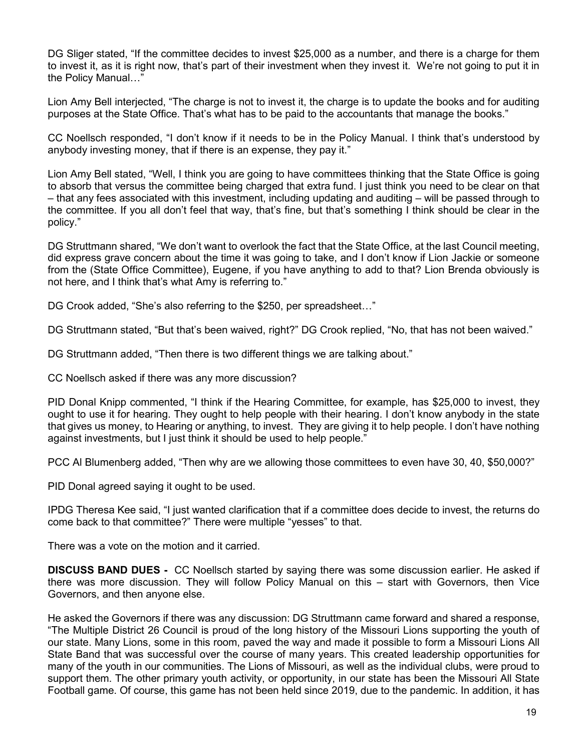DG Sliger stated, "If the committee decides to invest $25,000 as a number, and there is a charge for them to invest it, as it is right now, that's part of their investment when they invest it. We're not going to put it in the Policy Manual…"

Lion Amy Bell interjected, "The charge is not to invest it, the charge is to update the books and for auditing purposes at the State Office. That's what has to be paid to the accountants that manage the books."

CC Noellsch responded, "I don't know if it needs to be in the Policy Manual. I think that's understood by anybody investing money, that if there is an expense, they pay it."

Lion Amy Bell stated, "Well, I think you are going to have committees thinking that the State Office is going to absorb that versus the committee being charged that extra fund. I just think you need to be clear on that – that any fees associated with this investment, including updating and auditing – will be passed through to the committee. If you all don't feel that way, that's fine, but that's something I think should be clear in the policy."

DG Struttmann shared, "We don't want to overlook the fact that the State Office, at the last Council meeting, did express grave concern about the time it was going to take, and I don't know if Lion Jackie or someone from the (State Office Committee), Eugene, if you have anything to add to that? Lion Brenda obviously is not here, and I think that's what Amy is referring to."

DG Crook added, "She's also referring to the $250, per spreadsheet…"

DG Struttmann stated, "But that's been waived, right?" DG Crook replied, "No, that has not been waived."

DG Struttmann added, "Then there is two different things we are talking about."

CC Noellsch asked if there was any more discussion?

PID Donal Knipp commented, "I think if the Hearing Committee, for example, has $25,000 to invest, they ought to use it for hearing. They ought to help people with their hearing. I don't know anybody in the state that gives us money, to Hearing or anything, to invest. They are giving it to help people. I don't have nothing against investments, but I just think it should be used to help people."

PCC Al Blumenberg added, "Then why are we allowing those committees to even have 30, 40, $50,000?"

PID Donal agreed saying it ought to be used.

IPDG Theresa Kee said, "I just wanted clarification that if a committee does decide to invest, the returns do come back to that committee?" There were multiple "yesses" to that.

There was a vote on the motion and it carried.

**DISCUSS BAND DUES -** CC Noellsch started by saying there was some discussion earlier. He asked if there was more discussion. They will follow Policy Manual on this – start with Governors, then Vice Governors, and then anyone else.

He asked the Governors if there was any discussion: DG Struttmann came forward and shared a response, "The Multiple District 26 Council is proud of the long history of the Missouri Lions supporting the youth of our state. Many Lions, some in this room, paved the way and made it possible to form a Missouri Lions All State Band that was successful over the course of many years. This created leadership opportunities for many of the youth in our communities. The Lions of Missouri, as well as the individual clubs, were proud to support them. The other primary youth activity, or opportunity, in our state has been the Missouri All State Football game. Of course, this game has not been held since 2019, due to the pandemic. In addition, it has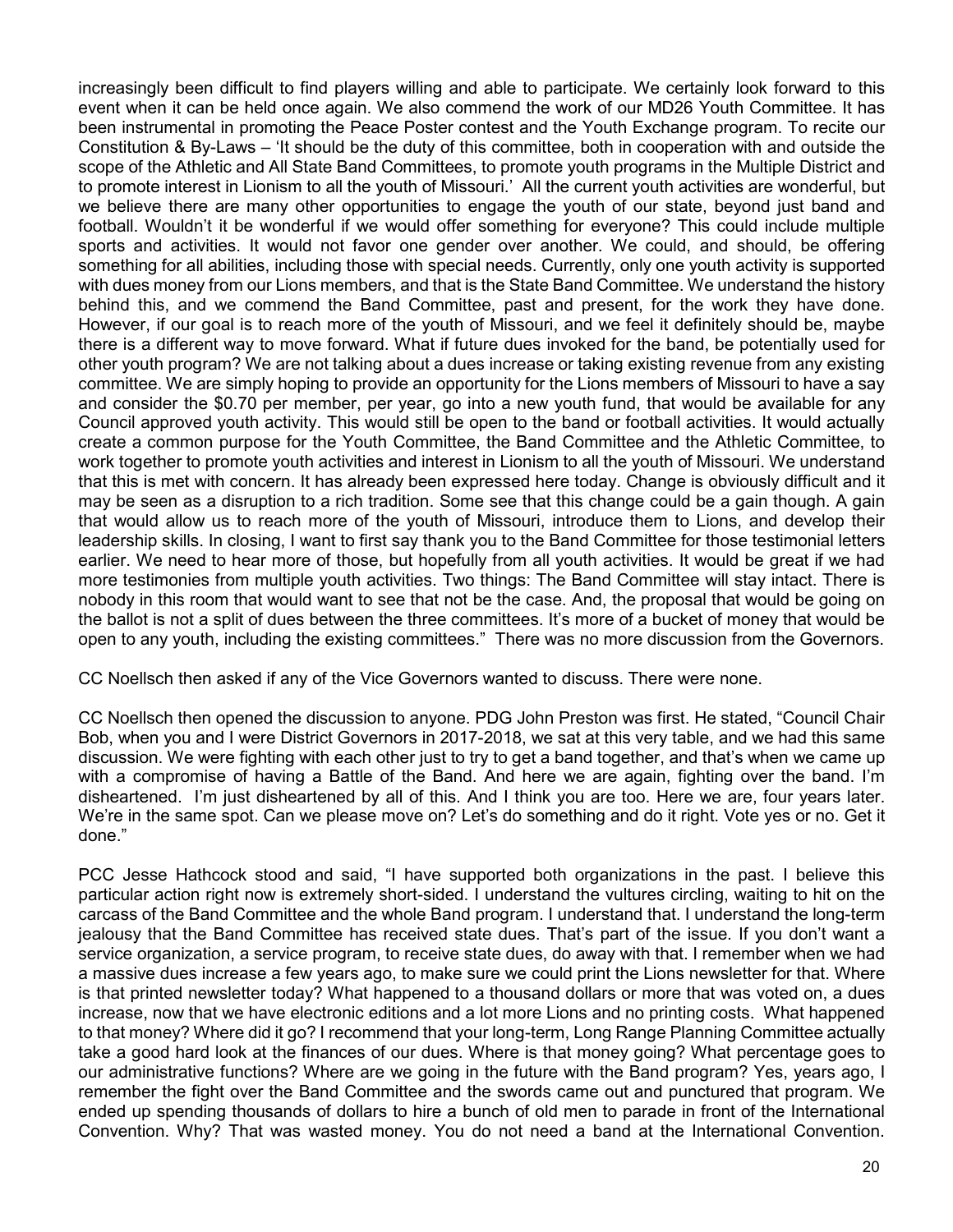increasingly been difficult to find players willing and able to participate. We certainly look forward to this event when it can be held once again. We also commend the work of our MD26 Youth Committee. It has been instrumental in promoting the Peace Poster contest and the Youth Exchange program. To recite our Constitution & By-Laws – 'It should be the duty of this committee, both in cooperation with and outside the scope of the Athletic and All State Band Committees, to promote youth programs in the Multiple District and to promote interest in Lionism to all the youth of Missouri.' All the current youth activities are wonderful, but we believe there are many other opportunities to engage the youth of our state, beyond just band and football. Wouldn't it be wonderful if we would offer something for everyone? This could include multiple sports and activities. It would not favor one gender over another. We could, and should, be offering something for all abilities, including those with special needs. Currently, only one youth activity is supported with dues money from our Lions members, and that is the State Band Committee. We understand the history behind this, and we commend the Band Committee, past and present, for the work they have done. However, if our goal is to reach more of the youth of Missouri, and we feel it definitely should be, maybe there is a different way to move forward. What if future dues invoked for the band, be potentially used for other youth program? We are not talking about a dues increase or taking existing revenue from any existing committee. We are simply hoping to provide an opportunity for the Lions members of Missouri to have a say and consider the $0.70 per member, per year, go into a new youth fund, that would be available for any Council approved youth activity. This would still be open to the band or football activities. It would actually create a common purpose for the Youth Committee, the Band Committee and the Athletic Committee, to work together to promote youth activities and interest in Lionism to all the youth of Missouri. We understand that this is met with concern. It has already been expressed here today. Change is obviously difficult and it may be seen as a disruption to a rich tradition. Some see that this change could be a gain though. A gain that would allow us to reach more of the youth of Missouri, introduce them to Lions, and develop their leadership skills. In closing, I want to first say thank you to the Band Committee for those testimonial letters earlier. We need to hear more of those, but hopefully from all youth activities. It would be great if we had more testimonies from multiple youth activities. Two things: The Band Committee will stay intact. There is nobody in this room that would want to see that not be the case. And, the proposal that would be going on the ballot is not a split of dues between the three committees. It's more of a bucket of money that would be open to any youth, including the existing committees." There was no more discussion from the Governors.

CC Noellsch then asked if any of the Vice Governors wanted to discuss. There were none.

CC Noellsch then opened the discussion to anyone. PDG John Preston was first. He stated, "Council Chair Bob, when you and I were District Governors in 2017-2018, we sat at this very table, and we had this same discussion. We were fighting with each other just to try to get a band together, and that's when we came up with a compromise of having a Battle of the Band. And here we are again, fighting over the band. I'm disheartened. I'm just disheartened by all of this. And I think you are too. Here we are, four years later. We're in the same spot. Can we please move on? Let's do something and do it right. Vote yes or no. Get it done."

PCC Jesse Hathcock stood and said, "I have supported both organizations in the past. I believe this particular action right now is extremely short-sided. I understand the vultures circling, waiting to hit on the carcass of the Band Committee and the whole Band program. I understand that. I understand the long-term jealousy that the Band Committee has received state dues. That's part of the issue. If you don't want a service organization, a service program, to receive state dues, do away with that. I remember when we had a massive dues increase a few years ago, to make sure we could print the Lions newsletter for that. Where is that printed newsletter today? What happened to a thousand dollars or more that was voted on, a dues increase, now that we have electronic editions and a lot more Lions and no printing costs. What happened to that money? Where did it go? I recommend that your long-term, Long Range Planning Committee actually take a good hard look at the finances of our dues. Where is that money going? What percentage goes to our administrative functions? Where are we going in the future with the Band program? Yes, years ago, I remember the fight over the Band Committee and the swords came out and punctured that program. We ended up spending thousands of dollars to hire a bunch of old men to parade in front of the International Convention. Why? That was wasted money. You do not need a band at the International Convention.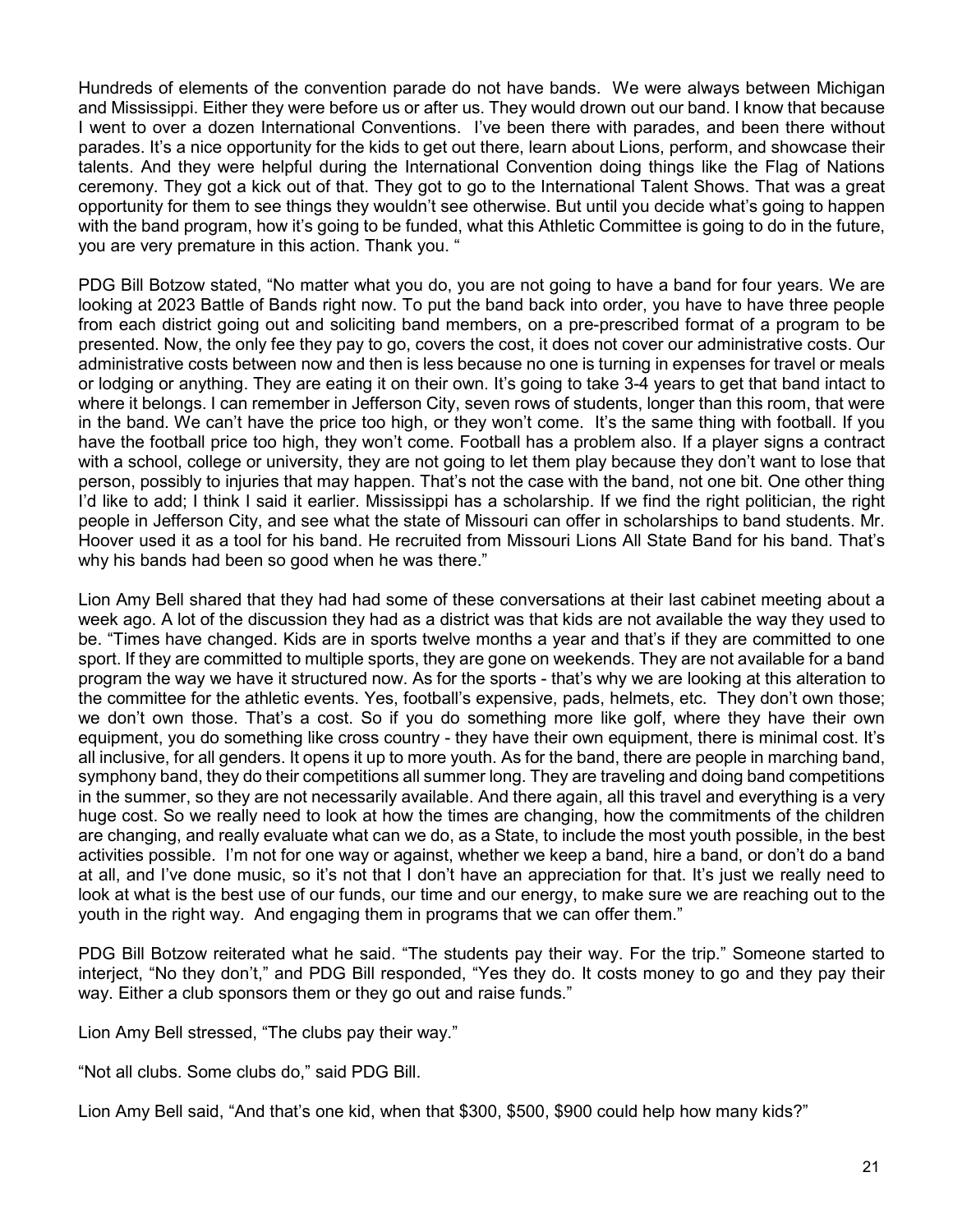Hundreds of elements of the convention parade do not have bands. We were always between Michigan and Mississippi. Either they were before us or after us. They would drown out our band. I know that because I went to over a dozen International Conventions. I've been there with parades, and been there without parades. It's a nice opportunity for the kids to get out there, learn about Lions, perform, and showcase their talents. And they were helpful during the International Convention doing things like the Flag of Nations ceremony. They got a kick out of that. They got to go to the International Talent Shows. That was a great opportunity for them to see things they wouldn't see otherwise. But until you decide what's going to happen with the band program, how it's going to be funded, what this Athletic Committee is going to do in the future, you are very premature in this action. Thank you. "

PDG Bill Botzow stated, "No matter what you do, you are not going to have a band for four years. We are looking at 2023 Battle of Bands right now. To put the band back into order, you have to have three people from each district going out and soliciting band members, on a pre-prescribed format of a program to be presented. Now, the only fee they pay to go, covers the cost, it does not cover our administrative costs. Our administrative costs between now and then is less because no one is turning in expenses for travel or meals or lodging or anything. They are eating it on their own. It's going to take 3-4 years to get that band intact to where it belongs. I can remember in Jefferson City, seven rows of students, longer than this room, that were in the band. We can't have the price too high, or they won't come. It's the same thing with football. If you have the football price too high, they won't come. Football has a problem also. If a player signs a contract with a school, college or university, they are not going to let them play because they don't want to lose that person, possibly to injuries that may happen. That's not the case with the band, not one bit. One other thing I'd like to add; I think I said it earlier. Mississippi has a scholarship. If we find the right politician, the right people in Jefferson City, and see what the state of Missouri can offer in scholarships to band students. Mr. Hoover used it as a tool for his band. He recruited from Missouri Lions All State Band for his band. That's why his bands had been so good when he was there."

Lion Amy Bell shared that they had had some of these conversations at their last cabinet meeting about a week ago. A lot of the discussion they had as a district was that kids are not available the way they used to be. "Times have changed. Kids are in sports twelve months a year and that's if they are committed to one sport. If they are committed to multiple sports, they are gone on weekends. They are not available for a band program the way we have it structured now. As for the sports - that's why we are looking at this alteration to the committee for the athletic events. Yes, football's expensive, pads, helmets, etc. They don't own those; we don't own those. That's a cost. So if you do something more like golf, where they have their own equipment, you do something like cross country - they have their own equipment, there is minimal cost. It's all inclusive, for all genders. It opens it up to more youth. As for the band, there are people in marching band, symphony band, they do their competitions all summer long. They are traveling and doing band competitions in the summer, so they are not necessarily available. And there again, all this travel and everything is a very huge cost. So we really need to look at how the times are changing, how the commitments of the children are changing, and really evaluate what can we do, as a State, to include the most youth possible, in the best activities possible. I'm not for one way or against, whether we keep a band, hire a band, or don't do a band at all, and I've done music, so it's not that I don't have an appreciation for that. It's just we really need to look at what is the best use of our funds, our time and our energy, to make sure we are reaching out to the youth in the right way. And engaging them in programs that we can offer them."

PDG Bill Botzow reiterated what he said. "The students pay their way. For the trip." Someone started to interject, "No they don't," and PDG Bill responded, "Yes they do. It costs money to go and they pay their way. Either a club sponsors them or they go out and raise funds."

Lion Amy Bell stressed, "The clubs pay their way."

"Not all clubs. Some clubs do," said PDG Bill.

Lion Amy Bell said, "And that's one kid, when that $300, $500, $900 could help how many kids?"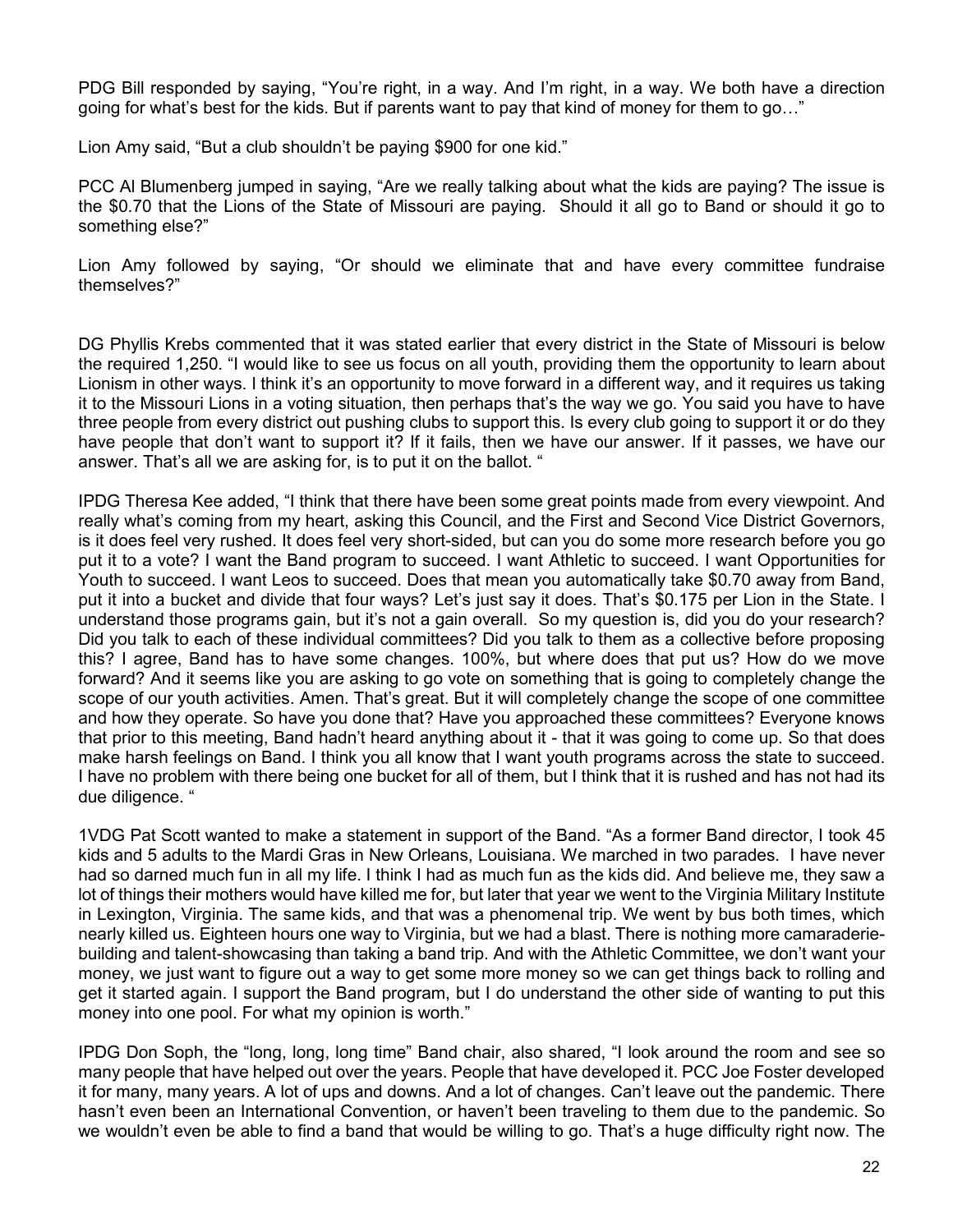PDG Bill responded by saying, "You're right, in a way. And I'm right, in a way. We both have a direction going for what's best for the kids. But if parents want to pay that kind of money for them to go…"

Lion Amy said, "But a club shouldn't be paying $900 for one kid."

PCC Al Blumenberg jumped in saying, "Are we really talking about what the kids are paying? The issue is the $0.70 that the Lions of the State of Missouri are paying. Should it all go to Band or should it go to something else?"

Lion Amy followed by saying, "Or should we eliminate that and have every committee fundraise themselves?"

DG Phyllis Krebs commented that it was stated earlier that every district in the State of Missouri is below the required 1,250. "I would like to see us focus on all youth, providing them the opportunity to learn about Lionism in other ways. I think it's an opportunity to move forward in a different way, and it requires us taking it to the Missouri Lions in a voting situation, then perhaps that's the way we go. You said you have to have three people from every district out pushing clubs to support this. Is every club going to support it or do they have people that don't want to support it? If it fails, then we have our answer. If it passes, we have our answer. That's all we are asking for, is to put it on the ballot. "

IPDG Theresa Kee added, "I think that there have been some great points made from every viewpoint. And really what's coming from my heart, asking this Council, and the First and Second Vice District Governors, is it does feel very rushed. It does feel very short-sided, but can you do some more research before you go put it to a vote? I want the Band program to succeed. I want Athletic to succeed. I want Opportunities for Youth to succeed. I want Leos to succeed. Does that mean you automatically take $0.70 away from Band, put it into a bucket and divide that four ways? Let's just say it does. That's $0.175 per Lion in the State. I understand those programs gain, but it's not a gain overall. So my question is, did you do your research? Did you talk to each of these individual committees? Did you talk to them as a collective before proposing this? I agree, Band has to have some changes. 100%, but where does that put us? How do we move forward? And it seems like you are asking to go vote on something that is going to completely change the scope of our youth activities. Amen. That's great. But it will completely change the scope of one committee and how they operate. So have you done that? Have you approached these committees? Everyone knows that prior to this meeting, Band hadn't heard anything about it - that it was going to come up. So that does make harsh feelings on Band. I think you all know that I want youth programs across the state to succeed. I have no problem with there being one bucket for all of them, but I think that it is rushed and has not had its due diligence. "

1VDG Pat Scott wanted to make a statement in support of the Band. "As a former Band director, I took 45 kids and 5 adults to the Mardi Gras in New Orleans, Louisiana. We marched in two parades. I have never had so darned much fun in all my life. I think I had as much fun as the kids did. And believe me, they saw a lot of things their mothers would have killed me for, but later that year we went to the Virginia Military Institute in Lexington, Virginia. The same kids, and that was a phenomenal trip. We went by bus both times, which nearly killed us. Eighteen hours one way to Virginia, but we had a blast. There is nothing more camaraderie-building and talent-showcasing than taking a band trip. And with the Athletic Committee, we don't want your money, we just want to figure out a way to get some more money so we can get things back to rolling and get it started again. I support the Band program, but I do understand the other side of wanting to put this money into one pool. For what my opinion is worth."

IPDG Don Soph, the "long, long, long time" Band chair, also shared, "I look around the room and see so many people that have helped out over the years. People that have developed it. PCC Joe Foster developed it for many, many years. A lot of ups and downs. And a lot of changes. Can't leave out the pandemic. There hasn't even been an International Convention, or haven't been traveling to them due to the pandemic. So we wouldn't even be able to find a band that would be willing to go. That's a huge difficulty right now. The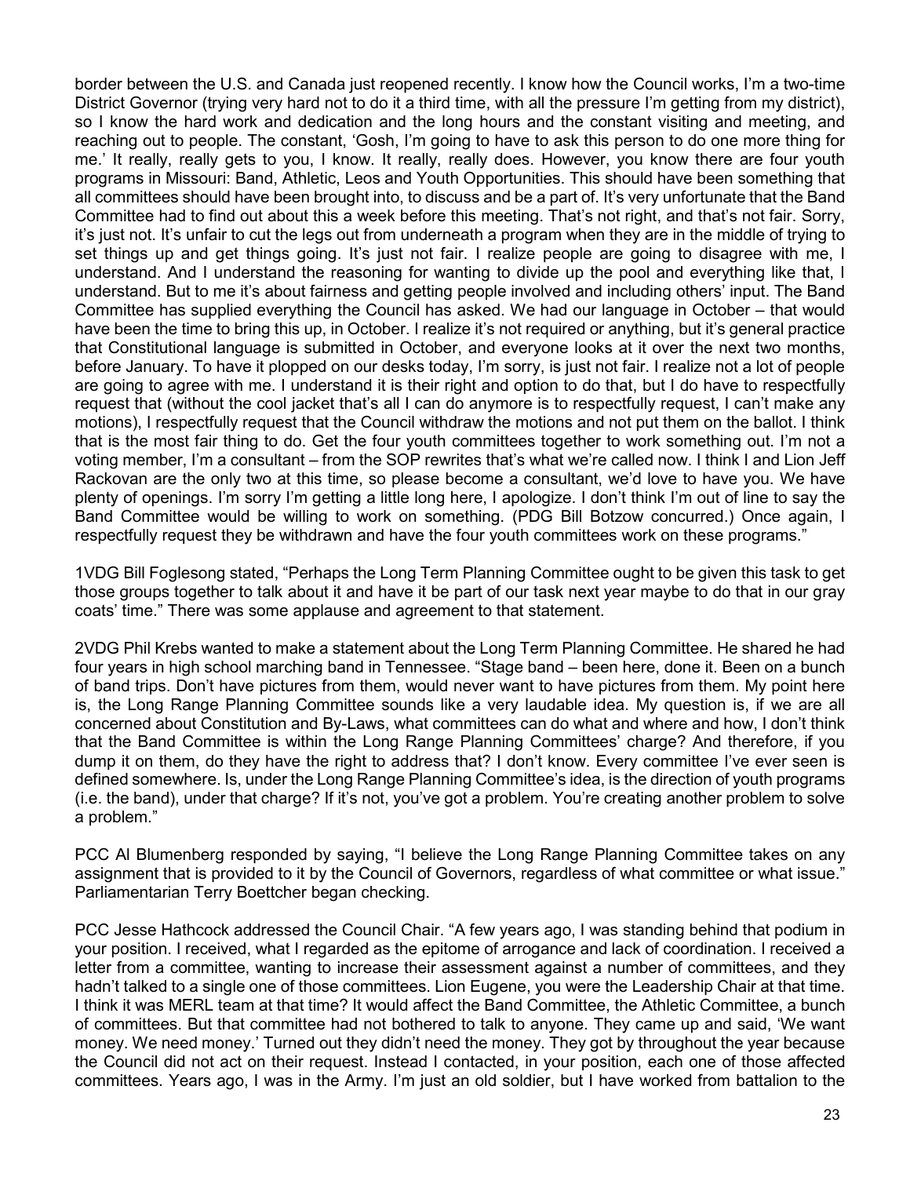border between the U.S. and Canada just reopened recently. I know how the Council works, I'm a two-time District Governor (trying very hard not to do it a third time, with all the pressure I'm getting from my district), so I know the hard work and dedication and the long hours and the constant visiting and meeting, and reaching out to people. The constant, 'Gosh, I'm going to have to ask this person to do one more thing for me.' It really, really gets to you, I know. It really, really does. However, you know there are four youth programs in Missouri: Band, Athletic, Leos and Youth Opportunities. This should have been something that all committees should have been brought into, to discuss and be a part of. It's very unfortunate that the Band Committee had to find out about this a week before this meeting. That's not right, and that's not fair. Sorry, it's just not. It's unfair to cut the legs out from underneath a program when they are in the middle of trying to set things up and get things going. It's just not fair. I realize people are going to disagree with me, I understand. And I understand the reasoning for wanting to divide up the pool and everything like that, I understand. But to me it's about fairness and getting people involved and including others' input. The Band Committee has supplied everything the Council has asked. We had our language in October – that would have been the time to bring this up, in October. I realize it's not required or anything, but it's general practice that Constitutional language is submitted in October, and everyone looks at it over the next two months, before January. To have it plopped on our desks today, I'm sorry, is just not fair. I realize not a lot of people are going to agree with me. I understand it is their right and option to do that, but I do have to respectfully request that (without the cool jacket that's all I can do anymore is to respectfully request, I can't make any motions), I respectfully request that the Council withdraw the motions and not put them on the ballot. I think that is the most fair thing to do. Get the four youth committees together to work something out. I'm not a voting member, I'm a consultant – from the SOP rewrites that's what we're called now. I think I and Lion Jeff Rackovan are the only two at this time, so please become a consultant, we'd love to have you. We have plenty of openings. I'm sorry I'm getting a little long here, I apologize. I don't think I'm out of line to say the Band Committee would be willing to work on something. (PDG Bill Botzow concurred.) Once again, I respectfully request they be withdrawn and have the four youth committees work on these programs."

1VDG Bill Foglesong stated, "Perhaps the Long Term Planning Committee ought to be given this task to get those groups together to talk about it and have it be part of our task next year maybe to do that in our gray coats' time." There was some applause and agreement to that statement.

2VDG Phil Krebs wanted to make a statement about the Long Term Planning Committee. He shared he had four years in high school marching band in Tennessee. "Stage band – been here, done it. Been on a bunch of band trips. Don't have pictures from them, would never want to have pictures from them. My point here is, the Long Range Planning Committee sounds like a very laudable idea. My question is, if we are all concerned about Constitution and By-Laws, what committees can do what and where and how, I don't think that the Band Committee is within the Long Range Planning Committees' charge? And therefore, if you dump it on them, do they have the right to address that? I don't know. Every committee I've ever seen is defined somewhere. Is, under the Long Range Planning Committee's idea, is the direction of youth programs (i.e. the band), under that charge? If it's not, you've got a problem. You're creating another problem to solve a problem."

PCC Al Blumenberg responded by saying, "I believe the Long Range Planning Committee takes on any assignment that is provided to it by the Council of Governors, regardless of what committee or what issue." Parliamentarian Terry Boettcher began checking.

PCC Jesse Hathcock addressed the Council Chair. "A few years ago, I was standing behind that podium in your position. I received, what I regarded as the epitome of arrogance and lack of coordination. I received a letter from a committee, wanting to increase their assessment against a number of committees, and they hadn't talked to a single one of those committees. Lion Eugene, you were the Leadership Chair at that time. I think it was MERL team at that time? It would affect the Band Committee, the Athletic Committee, a bunch of committees. But that committee had not bothered to talk to anyone. They came up and said, 'We want money. We need money.' Turned out they didn't need the money. They got by throughout the year because the Council did not act on their request. Instead I contacted, in your position, each one of those affected committees. Years ago, I was in the Army. I'm just an old soldier, but I have worked from battalion to the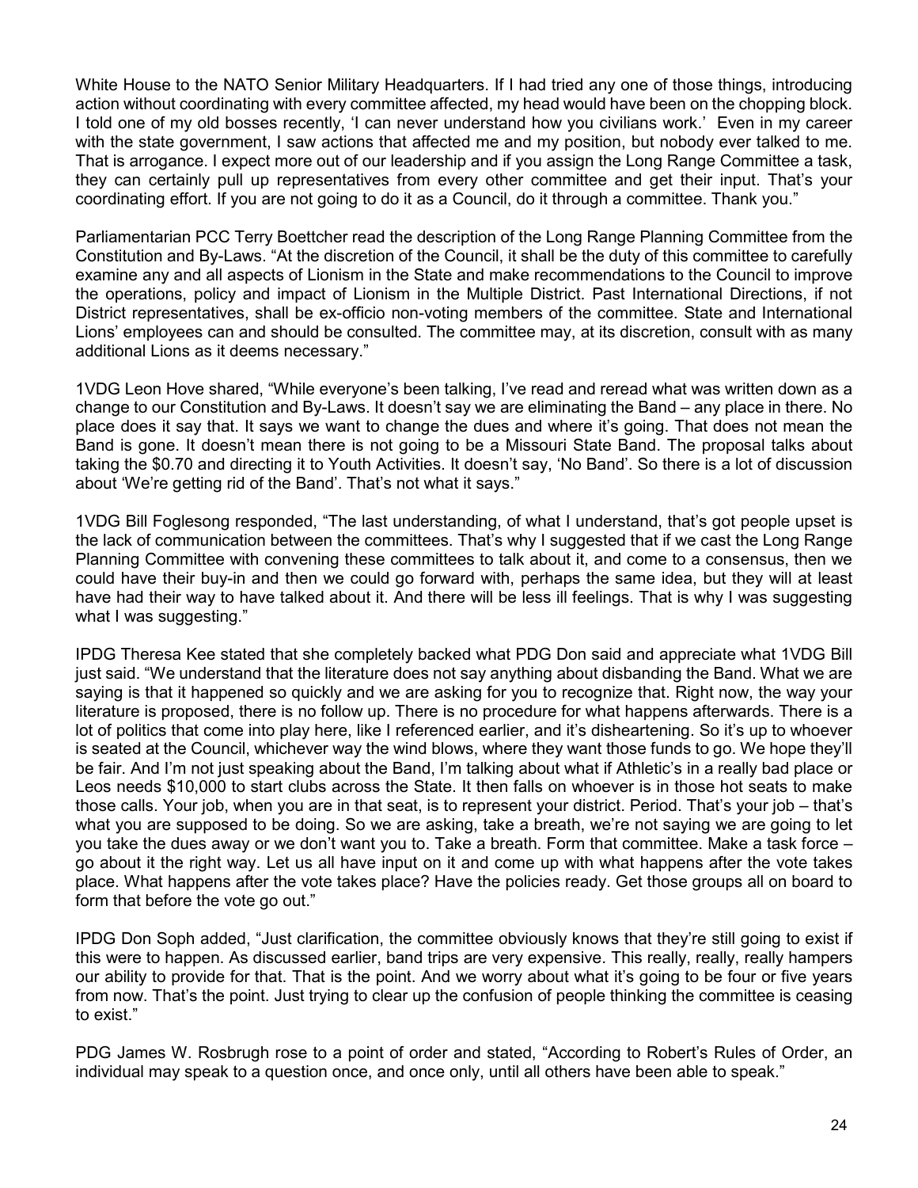White House to the NATO Senior Military Headquarters. If I had tried any one of those things, introducing action without coordinating with every committee affected, my head would have been on the chopping block. I told one of my old bosses recently, 'I can never understand how you civilians work.' Even in my career with the state government, I saw actions that affected me and my position, but nobody ever talked to me. That is arrogance. I expect more out of our leadership and if you assign the Long Range Committee a task, they can certainly pull up representatives from every other committee and get their input. That's your coordinating effort. If you are not going to do it as a Council, do it through a committee. Thank you."

Parliamentarian PCC Terry Boettcher read the description of the Long Range Planning Committee from the Constitution and By-Laws. "At the discretion of the Council, it shall be the duty of this committee to carefully examine any and all aspects of Lionism in the State and make recommendations to the Council to improve the operations, policy and impact of Lionism in the Multiple District. Past International Directions, if not District representatives, shall be ex-officio non-voting members of the committee. State and International Lions' employees can and should be consulted. The committee may, at its discretion, consult with as many additional Lions as it deems necessary."

1VDG Leon Hove shared, "While everyone's been talking, I've read and reread what was written down as a change to our Constitution and By-Laws. It doesn't say we are eliminating the Band – any place in there. No place does it say that. It says we want to change the dues and where it's going. That does not mean the Band is gone. It doesn't mean there is not going to be a Missouri State Band. The proposal talks about taking the $0.70 and directing it to Youth Activities. It doesn't say, 'No Band'. So there is a lot of discussion about 'We're getting rid of the Band'. That's not what it says."

1VDG Bill Foglesong responded, "The last understanding, of what I understand, that's got people upset is the lack of communication between the committees. That's why I suggested that if we cast the Long Range Planning Committee with convening these committees to talk about it, and come to a consensus, then we could have their buy-in and then we could go forward with, perhaps the same idea, but they will at least have had their way to have talked about it. And there will be less ill feelings. That is why I was suggesting what I was suggesting."

IPDG Theresa Kee stated that she completely backed what PDG Don said and appreciate what 1VDG Bill just said. "We understand that the literature does not say anything about disbanding the Band. What we are saying is that it happened so quickly and we are asking for you to recognize that. Right now, the way your literature is proposed, there is no follow up. There is no procedure for what happens afterwards. There is a lot of politics that come into play here, like I referenced earlier, and it's disheartening. So it's up to whoever is seated at the Council, whichever way the wind blows, where they want those funds to go. We hope they'll be fair. And I'm not just speaking about the Band, I'm talking about what if Athletic's in a really bad place or Leos needs $10,000 to start clubs across the State. It then falls on whoever is in those hot seats to make those calls. Your job, when you are in that seat, is to represent your district. Period. That's your job – that's what you are supposed to be doing. So we are asking, take a breath, we're not saying we are going to let you take the dues away or we don't want you to. Take a breath. Form that committee. Make a task force – go about it the right way. Let us all have input on it and come up with what happens after the vote takes place. What happens after the vote takes place? Have the policies ready. Get those groups all on board to form that before the vote go out."

IPDG Don Soph added, "Just clarification, the committee obviously knows that they're still going to exist if this were to happen. As discussed earlier, band trips are very expensive. This really, really, really hampers our ability to provide for that. That is the point. And we worry about what it's going to be four or five years from now. That's the point. Just trying to clear up the confusion of people thinking the committee is ceasing to exist."

PDG James W. Rosbrugh rose to a point of order and stated, "According to Robert's Rules of Order, an individual may speak to a question once, and once only, until all others have been able to speak."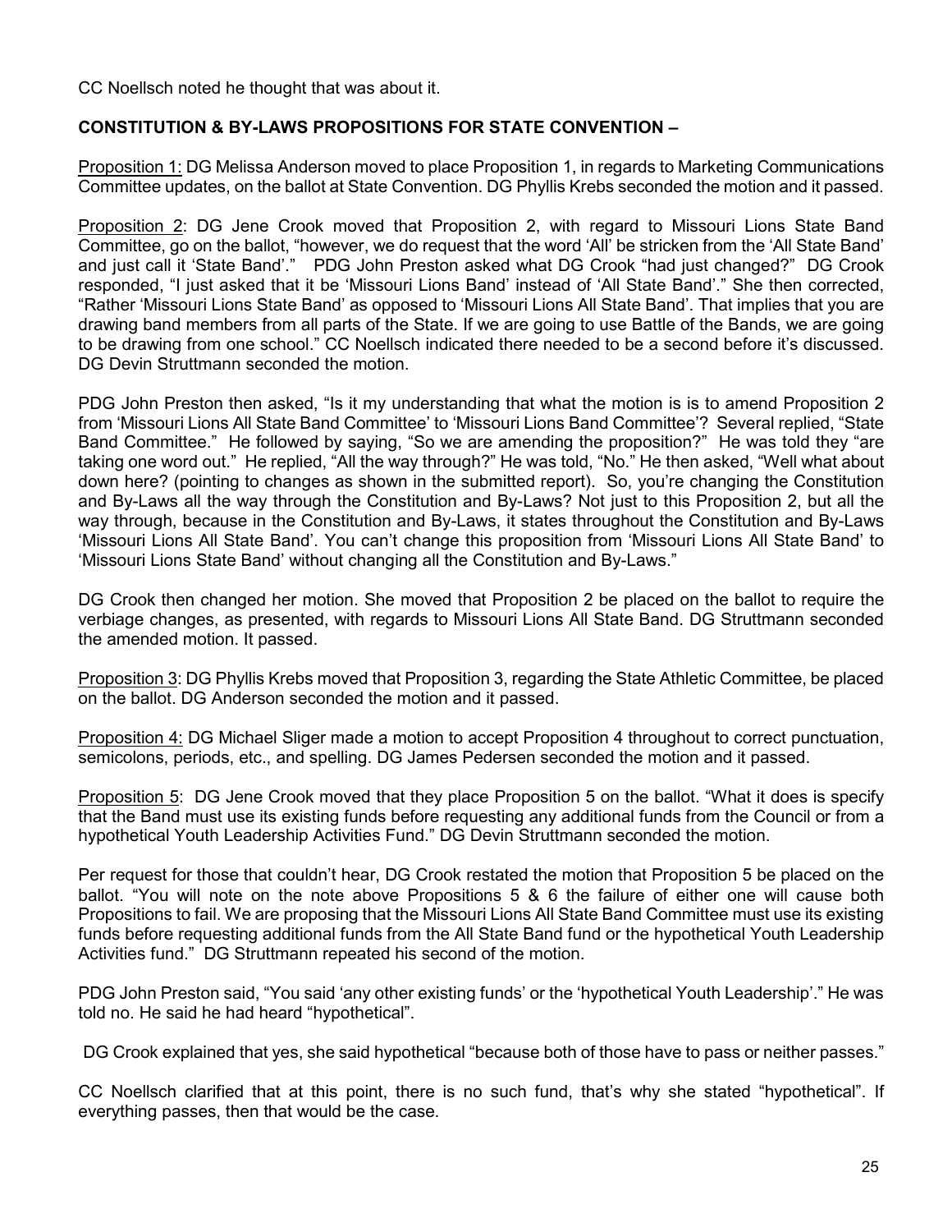CC Noellsch noted he thought that was about it.

**CONSTITUTION & BY-LAWS PROPOSITIONS FOR STATE CONVENTION –**

<u>Proposition 1:</u> DG Melissa Anderson moved to place Proposition 1, in regards to Marketing Communications Committee updates, on the ballot at State Convention. DG Phyllis Krebs seconded the motion and it passed.

<u>Proposition 2</u>: DG Jene Crook moved that Proposition 2, with regard to Missouri Lions State Band Committee, go on the ballot, "however, we do request that the word 'All' be stricken from the 'All State Band' and just call it 'State Band'." PDG John Preston asked what DG Crook "had just changed?" DG Crook responded, "I just asked that it be 'Missouri Lions Band' instead of 'All State Band'." She then corrected, "Rather 'Missouri Lions State Band' as opposed to 'Missouri Lions All State Band'. That implies that you are drawing band members from all parts of the State. If we are going to use Battle of the Bands, we are going to be drawing from one school." CC Noellsch indicated there needed to be a second before it's discussed. DG Devin Struttmann seconded the motion.

PDG John Preston then asked, "Is it my understanding that what the motion is is to amend Proposition 2 from 'Missouri Lions All State Band Committee' to 'Missouri Lions Band Committee'? Several replied, "State Band Committee." He followed by saying, "So we are amending the proposition?" He was told they "are taking one word out." He replied, "All the way through?" He was told, "No." He then asked, "Well what about down here? (pointing to changes as shown in the submitted report). So, you're changing the Constitution and By-Laws all the way through the Constitution and By-Laws? Not just to this Proposition 2, but all the way through, because in the Constitution and By-Laws, it states throughout the Constitution and By-Laws 'Missouri Lions All State Band'. You can't change this proposition from 'Missouri Lions All State Band' to 'Missouri Lions State Band' without changing all the Constitution and By-Laws."

DG Crook then changed her motion. She moved that Proposition 2 be placed on the ballot to require the verbiage changes, as presented, with regards to Missouri Lions All State Band. DG Struttmann seconded the amended motion. It passed.

<u>Proposition 3</u>: DG Phyllis Krebs moved that Proposition 3, regarding the State Athletic Committee, be placed on the ballot. DG Anderson seconded the motion and it passed.

<u>Proposition 4:</u> DG Michael Sliger made a motion to accept Proposition 4 throughout to correct punctuation, semicolons, periods, etc., and spelling. DG James Pedersen seconded the motion and it passed.

<u>Proposition 5</u>: DG Jene Crook moved that they place Proposition 5 on the ballot. "What it does is specify that the Band must use its existing funds before requesting any additional funds from the Council or from a hypothetical Youth Leadership Activities Fund." DG Devin Struttmann seconded the motion.

Per request for those that couldn't hear, DG Crook restated the motion that Proposition 5 be placed on the ballot. "You will note on the note above Propositions 5 & 6 the failure of either one will cause both Propositions to fail. We are proposing that the Missouri Lions All State Band Committee must use its existing funds before requesting additional funds from the All State Band fund or the hypothetical Youth Leadership Activities fund." DG Struttmann repeated his second of the motion.

PDG John Preston said, "You said 'any other existing funds' or the 'hypothetical Youth Leadership'." He was told no. He said he had heard "hypothetical".

DG Crook explained that yes, she said hypothetical "because both of those have to pass or neither passes."

CC Noellsch clarified that at this point, there is no such fund, that's why she stated "hypothetical". If everything passes, then that would be the case.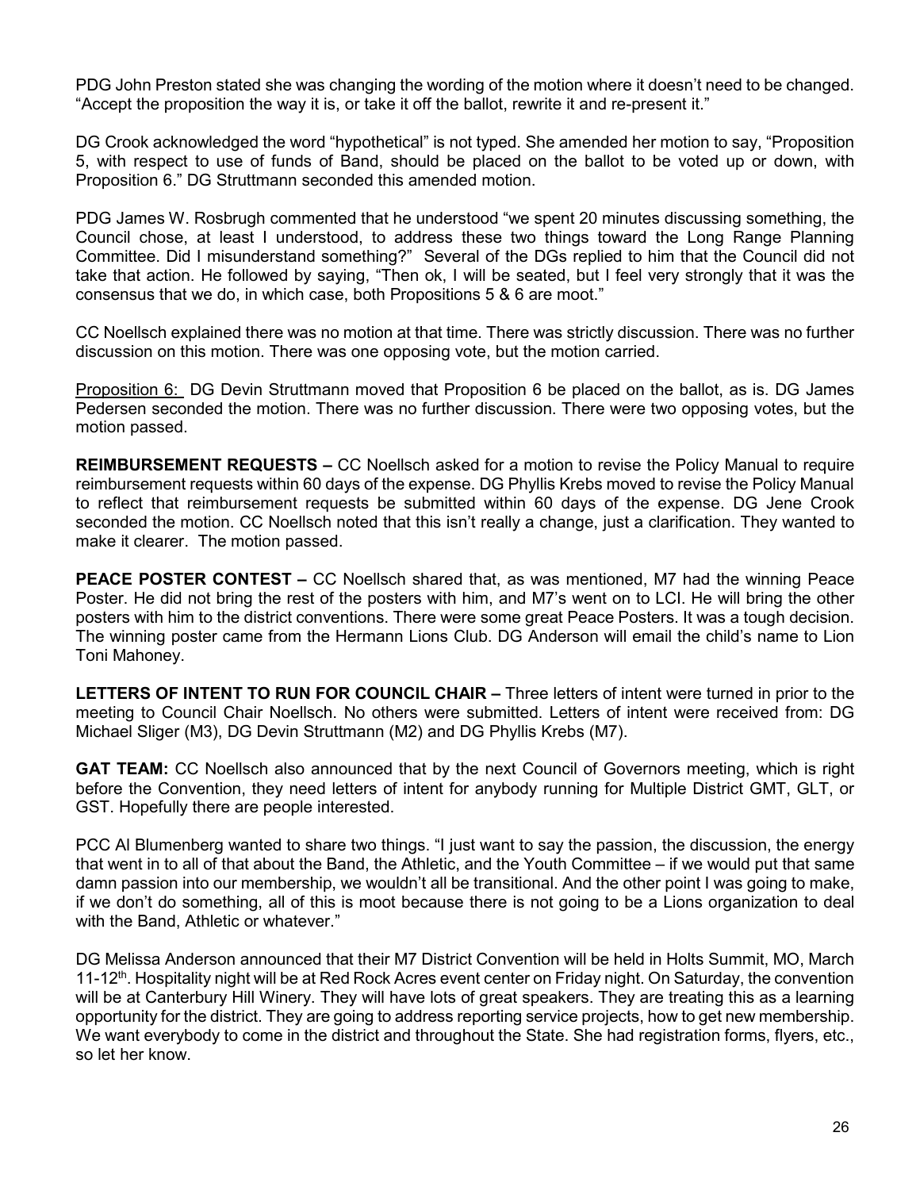PDG John Preston stated she was changing the wording of the motion where it doesn't need to be changed. "Accept the proposition the way it is, or take it off the ballot, rewrite it and re-present it."

DG Crook acknowledged the word "hypothetical" is not typed. She amended her motion to say, "Proposition 5, with respect to use of funds of Band, should be placed on the ballot to be voted up or down, with Proposition 6." DG Struttmann seconded this amended motion.

PDG James W. Rosbrugh commented that he understood "we spent 20 minutes discussing something, the Council chose, at least I understood, to address these two things toward the Long Range Planning Committee. Did I misunderstand something?" Several of the DGs replied to him that the Council did not take that action. He followed by saying, "Then ok, I will be seated, but I feel very strongly that it was the consensus that we do, in which case, both Propositions 5 & 6 are moot."

CC Noellsch explained there was no motion at that time. There was strictly discussion. There was no further discussion on this motion. There was one opposing vote, but the motion carried.

Proposition 6: DG Devin Struttmann moved that Proposition 6 be placed on the ballot, as is. DG James Pedersen seconded the motion. There was no further discussion. There were two opposing votes, but the motion passed.

**REIMBURSEMENT REQUESTS –** CC Noellsch asked for a motion to revise the Policy Manual to require reimbursement requests within 60 days of the expense. DG Phyllis Krebs moved to revise the Policy Manual to reflect that reimbursement requests be submitted within 60 days of the expense. DG Jene Crook seconded the motion. CC Noellsch noted that this isn't really a change, just a clarification. They wanted to make it clearer. The motion passed.

**PEACE POSTER CONTEST –** CC Noellsch shared that, as was mentioned, M7 had the winning Peace Poster. He did not bring the rest of the posters with him, and M7's went on to LCI. He will bring the other posters with him to the district conventions. There were some great Peace Posters. It was a tough decision. The winning poster came from the Hermann Lions Club. DG Anderson will email the child's name to Lion Toni Mahoney.

**LETTERS OF INTENT TO RUN FOR COUNCIL CHAIR –** Three letters of intent were turned in prior to the meeting to Council Chair Noellsch. No others were submitted. Letters of intent were received from: DG Michael Sliger (M3), DG Devin Struttmann (M2) and DG Phyllis Krebs (M7).

**GAT TEAM:** CC Noellsch also announced that by the next Council of Governors meeting, which is right before the Convention, they need letters of intent for anybody running for Multiple District GMT, GLT, or GST. Hopefully there are people interested.

PCC Al Blumenberg wanted to share two things. "I just want to say the passion, the discussion, the energy that went in to all of that about the Band, the Athletic, and the Youth Committee – if we would put that same damn passion into our membership, we wouldn't all be transitional. And the other point I was going to make, if we don't do something, all of this is moot because there is not going to be a Lions organization to deal with the Band, Athletic or whatever."

DG Melissa Anderson announced that their M7 District Convention will be held in Holts Summit, MO, March 11-12th. Hospitality night will be at Red Rock Acres event center on Friday night. On Saturday, the convention will be at Canterbury Hill Winery. They will have lots of great speakers. They are treating this as a learning opportunity for the district. They are going to address reporting service projects, how to get new membership. We want everybody to come in the district and throughout the State. She had registration forms, flyers, etc., so let her know.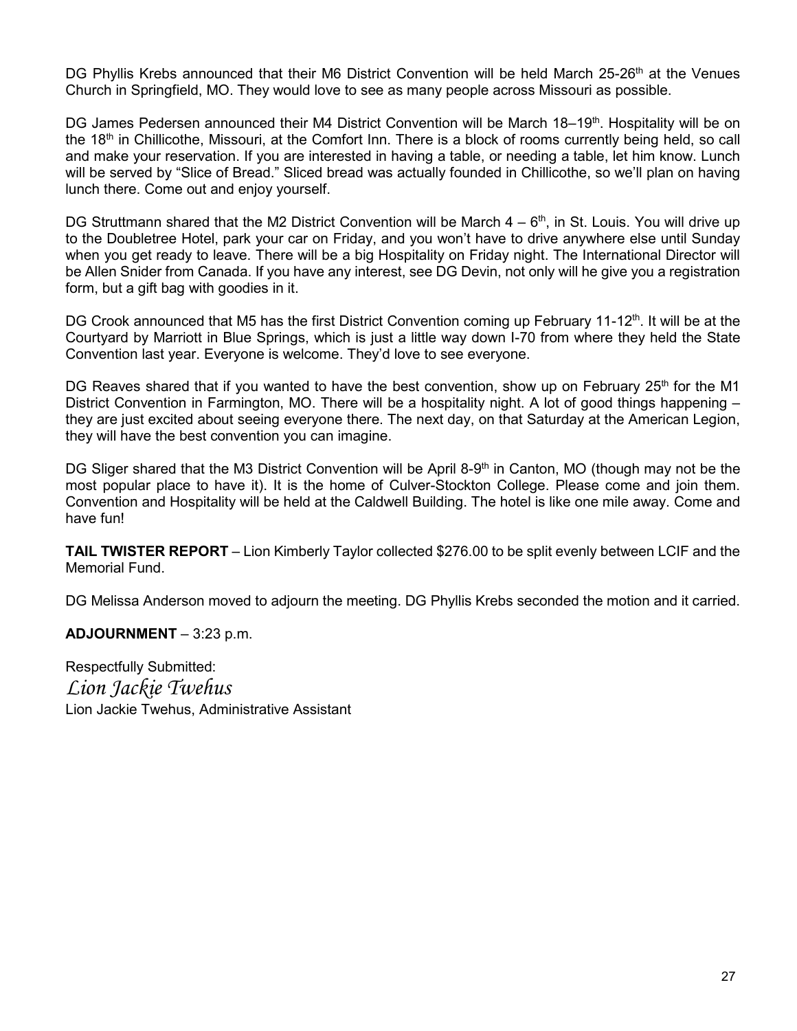DG Phyllis Krebs announced that their M6 District Convention will be held March 25-26th at the Venues Church in Springfield, MO. They would love to see as many people across Missouri as possible.

DG James Pedersen announced their M4 District Convention will be March 18–19th. Hospitality will be on the 18th in Chillicothe, Missouri, at the Comfort Inn. There is a block of rooms currently being held, so call and make your reservation. If you are interested in having a table, or needing a table, let him know. Lunch will be served by "Slice of Bread." Sliced bread was actually founded in Chillicothe, so we'll plan on having lunch there. Come out and enjoy yourself.

DG Struttmann shared that the M2 District Convention will be March 4 – 6th, in St. Louis. You will drive up to the Doubletree Hotel, park your car on Friday, and you won't have to drive anywhere else until Sunday when you get ready to leave. There will be a big Hospitality on Friday night. The International Director will be Allen Snider from Canada. If you have any interest, see DG Devin, not only will he give you a registration form, but a gift bag with goodies in it.

DG Crook announced that M5 has the first District Convention coming up February 11-12th. It will be at the Courtyard by Marriott in Blue Springs, which is just a little way down I-70 from where they held the State Convention last year. Everyone is welcome. They'd love to see everyone.

DG Reaves shared that if you wanted to have the best convention, show up on February 25th for the M1 District Convention in Farmington, MO. There will be a hospitality night. A lot of good things happening – they are just excited about seeing everyone there. The next day, on that Saturday at the American Legion, they will have the best convention you can imagine.

DG Sliger shared that the M3 District Convention will be April 8-9th in Canton, MO (though may not be the most popular place to have it). It is the home of Culver-Stockton College. Please come and join them. Convention and Hospitality will be held at the Caldwell Building. The hotel is like one mile away. Come and have fun!

**TAIL TWISTER REPORT** – Lion Kimberly Taylor collected $276.00 to be split evenly between LCIF and the Memorial Fund.

DG Melissa Anderson moved to adjourn the meeting. DG Phyllis Krebs seconded the motion and it carried.

**ADJOURNMENT** – 3:23 p.m.

Respectfully Submitted:
*Lion Jackie Twehus*
Lion Jackie Twehus, Administrative Assistant